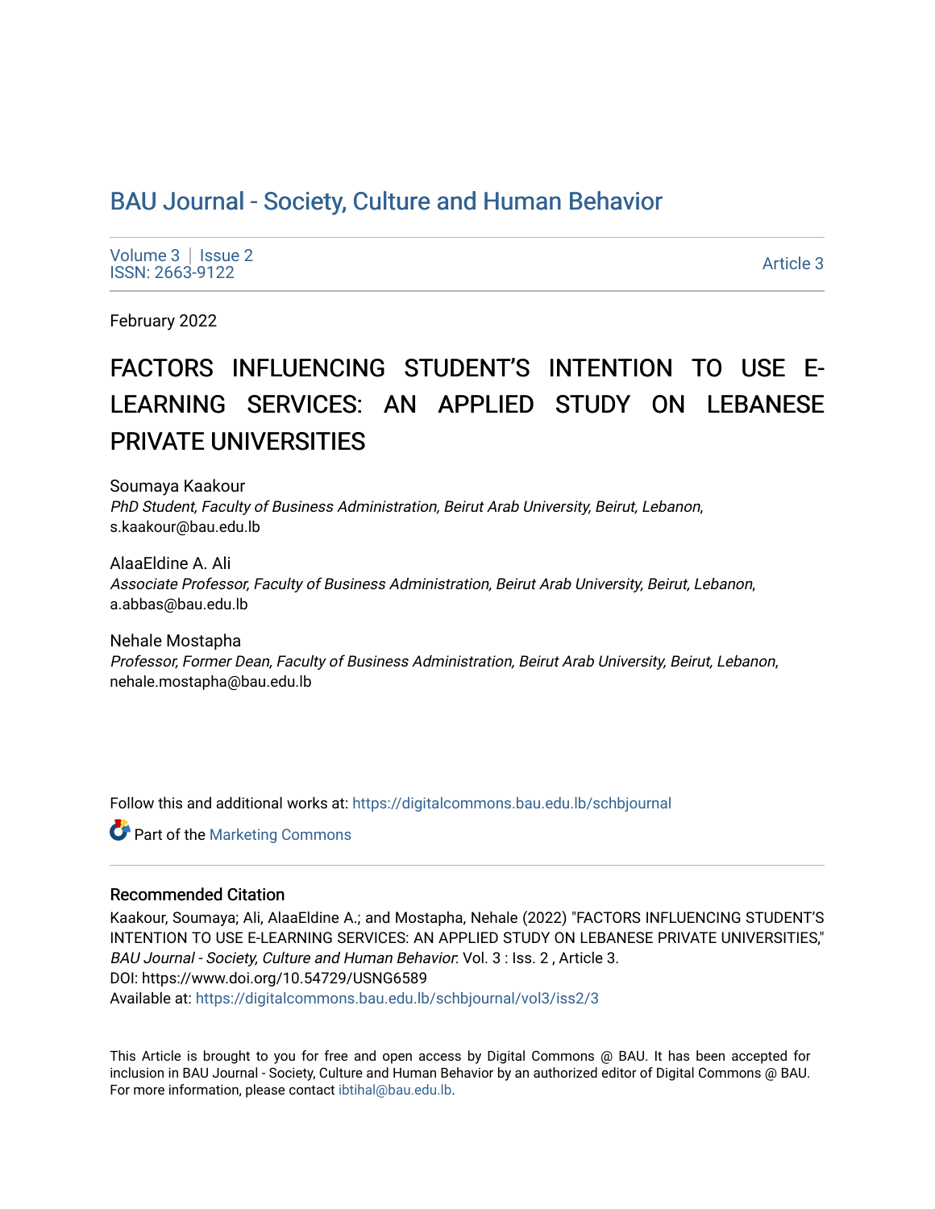# BAU Journal - Society, Culture and Human Behavior

Volume 3 | Issue 2
ISSN: 2663-9122

Article 3

February 2022

## FACTORS INFLUENCING STUDENT'S INTENTION TO USE E-LEARNING SERVICES: AN APPLIED STUDY ON LEBANESE PRIVATE UNIVERSITIES

Soumaya Kaakour
*PhD Student, Faculty of Business Administration, Beirut Arab University, Beirut, Lebanon*, s.kaakour@bau.edu.lb

AlaaEldine A. Ali
*Associate Professor, Faculty of Business Administration, Beirut Arab University, Beirut, Lebanon*, a.abbas@bau.edu.lb

Nehale Mostapha
*Professor, Former Dean, Faculty of Business Administration, Beirut Arab University, Beirut, Lebanon*, nehale.mostapha@bau.edu.lb

Follow this and additional works at: https://digitalcommons.bau.edu.lb/schbjournal

Part of the Marketing Commons

### Recommended Citation

Kaakour, Soumaya; Ali, AlaaEldine A.; and Mostapha, Nehale (2022) "FACTORS INFLUENCING STUDENT'S INTENTION TO USE E-LEARNING SERVICES: AN APPLIED STUDY ON LEBANESE PRIVATE UNIVERSITIES," *BAU Journal - Society, Culture and Human Behavior*: Vol. 3 : Iss. 2 , Article 3.
DOI: https://www.doi.org/10.54729/USNG6589
Available at: https://digitalcommons.bau.edu.lb/schbjournal/vol3/iss2/3

This Article is brought to you for free and open access by Digital Commons @ BAU. It has been accepted for inclusion in BAU Journal - Society, Culture and Human Behavior by an authorized editor of Digital Commons @ BAU. For more information, please contact ibtihal@bau.edu.lb.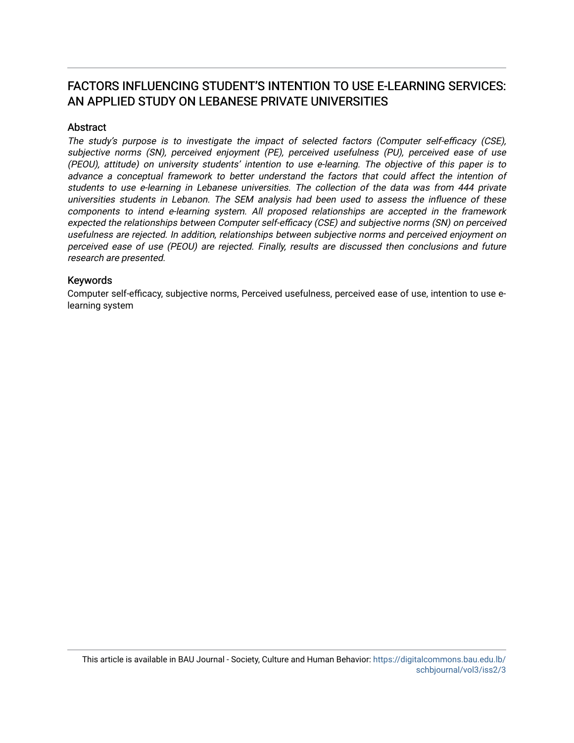# FACTORS INFLUENCING STUDENT'S INTENTION TO USE E-LEARNING SERVICES: AN APPLIED STUDY ON LEBANESE PRIVATE UNIVERSITIES

## Abstract

*The study's purpose is to investigate the impact of selected factors (Computer self-efficacy (CSE), subjective norms (SN), perceived enjoyment (PE), perceived usefulness (PU), perceived ease of use (PEOU), attitude) on university students' intention to use e-learning. The objective of this paper is to advance a conceptual framework to better understand the factors that could affect the intention of students to use e-learning in Lebanese universities. The collection of the data was from 444 private universities students in Lebanon. The SEM analysis had been used to assess the influence of these components to intend e-learning system. All proposed relationships are accepted in the framework expected the relationships between Computer self-efficacy (CSE) and subjective norms (SN) on perceived usefulness are rejected. In addition, relationships between subjective norms and perceived enjoyment on perceived ease of use (PEOU) are rejected. Finally, results are discussed then conclusions and future research are presented.*

## Keywords

Computer self-efficacy, subjective norms, Perceived usefulness, perceived ease of use, intention to use e-learning system

This article is available in BAU Journal - Society, Culture and Human Behavior: https://digitalcommons.bau.edu.lb/schbjournal/vol3/iss2/3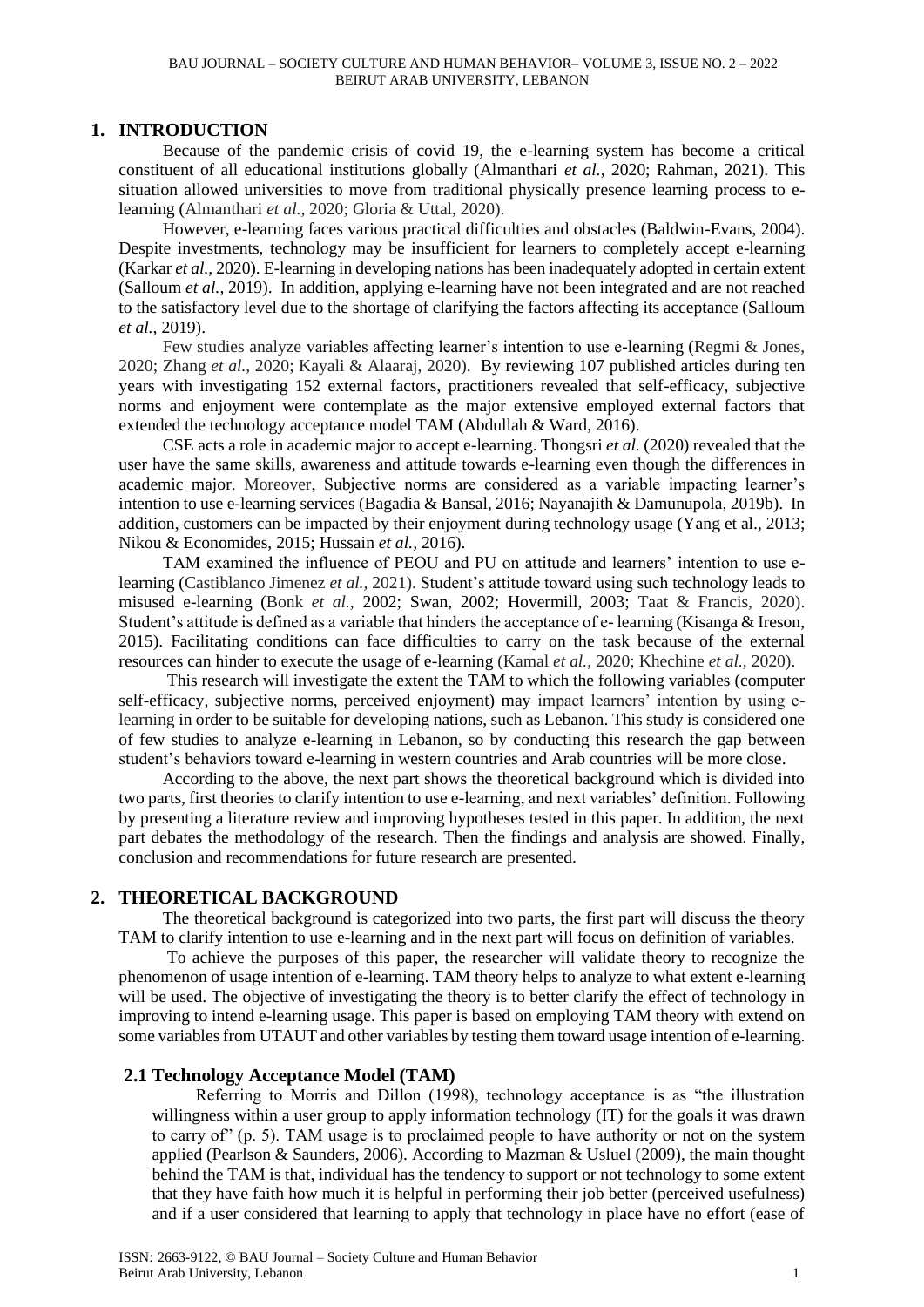## 1. INTRODUCTION

Because of the pandemic crisis of covid 19, the e-learning system has become a critical constituent of all educational institutions globally (Almanthari *et al.,* 2020; Rahman, 2021). This situation allowed universities to move from traditional physically presence learning process to e-learning (Almanthari *et al.,* 2020; Gloria & Uttal, 2020).

However, e-learning faces various practical difficulties and obstacles (Baldwin-Evans, 2004). Despite investments, technology may be insufficient for learners to completely accept e-learning (Karkar *et al.,* 2020). E-learning in developing nations has been inadequately adopted in certain extent (Salloum *et al.,* 2019). In addition, applying e-learning have not been integrated and are not reached to the satisfactory level due to the shortage of clarifying the factors affecting its acceptance (Salloum *et al.,* 2019).

Few studies analyze variables affecting learner's intention to use e-learning (Regmi & Jones, 2020; Zhang *et al.,* 2020; Kayali & Alaaraj, 2020). By reviewing 107 published articles during ten years with investigating 152 external factors, practitioners revealed that self-efficacy, subjective norms and enjoyment were contemplate as the major extensive employed external factors that extended the technology acceptance model TAM (Abdullah & Ward, 2016).

CSE acts a role in academic major to accept e-learning. Thongsri *et al.* (2020) revealed that the user have the same skills, awareness and attitude towards e-learning even though the differences in academic major. Moreover, Subjective norms are considered as a variable impacting learner's intention to use e-learning services (Bagadia & Bansal, 2016; Nayanajith & Damunupola, 2019b). In addition, customers can be impacted by their enjoyment during technology usage (Yang et al., 2013; Nikou & Economides, 2015; Hussain *et al.,* 2016).

TAM examined the influence of PEOU and PU on attitude and learners' intention to use e-learning (Castiblanco Jimenez *et al.,* 2021). Student's attitude toward using such technology leads to misused e-learning (Bonk *et al.,* 2002; Swan, 2002; Hovermill, 2003; Taat & Francis, 2020). Student's attitude is defined as a variable that hinders the acceptance of e- learning (Kisanga & Ireson, 2015). Facilitating conditions can face difficulties to carry on the task because of the external resources can hinder to execute the usage of e-learning (Kamal *et al.,* 2020; Khechine *et al.,* 2020).

This research will investigate the extent the TAM to which the following variables (computer self-efficacy, subjective norms, perceived enjoyment) may impact learners' intention by using e-learning in order to be suitable for developing nations, such as Lebanon. This study is considered one of few studies to analyze e-learning in Lebanon, so by conducting this research the gap between student's behaviors toward e-learning in western countries and Arab countries will be more close.

According to the above, the next part shows the theoretical background which is divided into two parts, first theories to clarify intention to use e-learning, and next variables' definition. Following by presenting a literature review and improving hypotheses tested in this paper. In addition, the next part debates the methodology of the research. Then the findings and analysis are showed. Finally, conclusion and recommendations for future research are presented.

## 2. THEORETICAL BACKGROUND

The theoretical background is categorized into two parts, the first part will discuss the theory TAM to clarify intention to use e-learning and in the next part will focus on definition of variables.

To achieve the purposes of this paper, the researcher will validate theory to recognize the phenomenon of usage intention of e-learning. TAM theory helps to analyze to what extent e-learning will be used. The objective of investigating the theory is to better clarify the effect of technology in improving to intend e-learning usage. This paper is based on employing TAM theory with extend on some variables from UTAUT and other variables by testing them toward usage intention of e-learning.

### 2.1 Technology Acceptance Model (TAM)

Referring to Morris and Dillon (1998), technology acceptance is as "the illustration willingness within a user group to apply information technology (IT) for the goals it was drawn to carry of" (p. 5). TAM usage is to proclaimed people to have authority or not on the system applied (Pearlson & Saunders, 2006). According to Mazman & Usluel (2009), the main thought behind the TAM is that, individual has the tendency to support or not technology to some extent that they have faith how much it is helpful in performing their job better (perceived usefulness) and if a user considered that learning to apply that technology in place have no effort (ease of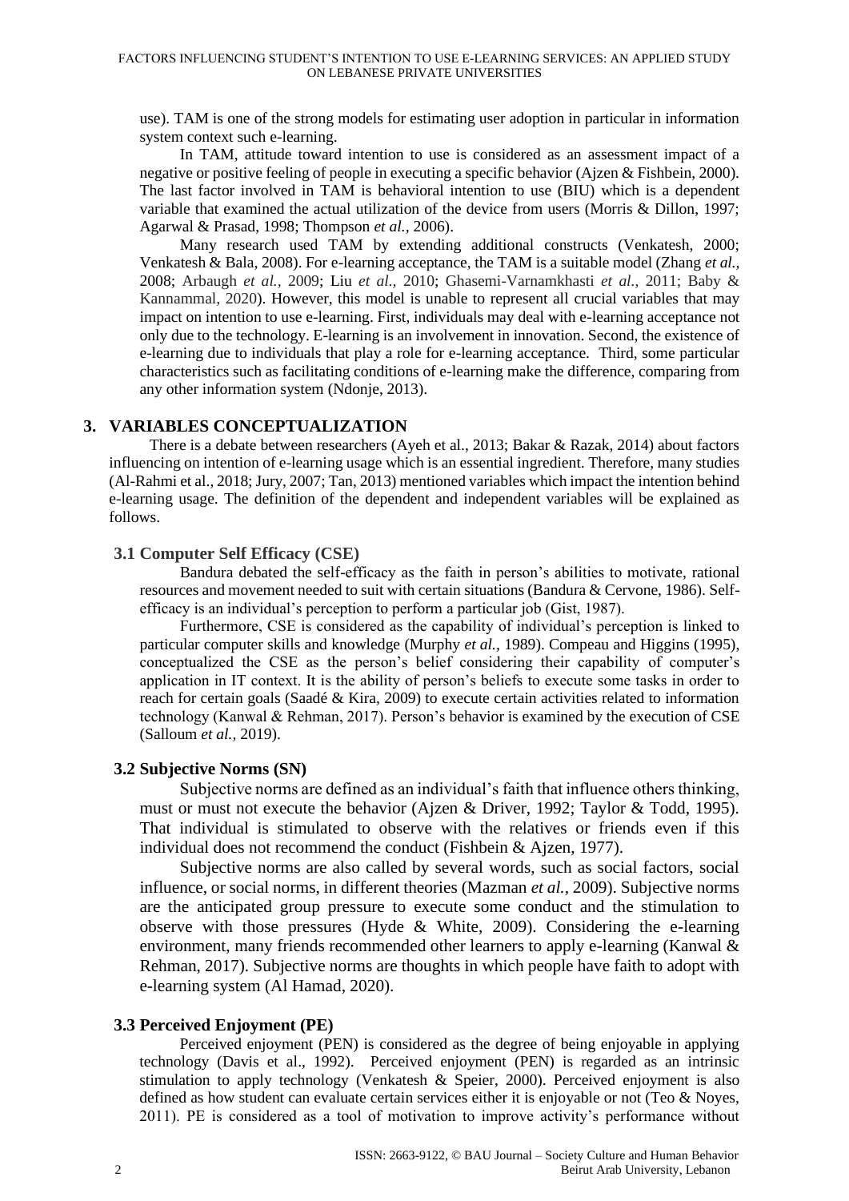use). TAM is one of the strong models for estimating user adoption in particular in information system context such e-learning.

In TAM, attitude toward intention to use is considered as an assessment impact of a negative or positive feeling of people in executing a specific behavior (Ajzen & Fishbein, 2000). The last factor involved in TAM is behavioral intention to use (BIU) which is a dependent variable that examined the actual utilization of the device from users (Morris & Dillon, 1997; Agarwal & Prasad, 1998; Thompson *et al.,* 2006).

Many research used TAM by extending additional constructs (Venkatesh, 2000; Venkatesh & Bala, 2008). For e-learning acceptance, the TAM is a suitable model (Zhang *et al.,* 2008; Arbaugh *et al.,* 2009; Liu *et al.,* 2010; Ghasemi-Varnamkhasti *et al.,* 2011; Baby & Kannammal, 2020). However, this model is unable to represent all crucial variables that may impact on intention to use e-learning. First, individuals may deal with e-learning acceptance not only due to the technology. E-learning is an involvement in innovation. Second, the existence of e-learning due to individuals that play a role for e-learning acceptance. Third, some particular characteristics such as facilitating conditions of e-learning make the difference, comparing from any other information system (Ndonje, 2013).

## 3. VARIABLES CONCEPTUALIZATION

There is a debate between researchers (Ayeh et al., 2013; Bakar & Razak, 2014) about factors influencing on intention of e-learning usage which is an essential ingredient. Therefore, many studies (Al-Rahmi et al., 2018; Jury, 2007; Tan, 2013) mentioned variables which impact the intention behind e-learning usage. The definition of the dependent and independent variables will be explained as follows.

### 3.1 Computer Self Efficacy (CSE)

Bandura debated the self-efficacy as the faith in person's abilities to motivate, rational resources and movement needed to suit with certain situations (Bandura & Cervone, 1986). Self-efficacy is an individual's perception to perform a particular job (Gist, 1987).

Furthermore, CSE is considered as the capability of individual's perception is linked to particular computer skills and knowledge (Murphy *et al.,* 1989). Compeau and Higgins (1995), conceptualized the CSE as the person's belief considering their capability of computer's application in IT context. It is the ability of person's beliefs to execute some tasks in order to reach for certain goals (Saadé & Kira, 2009) to execute certain activities related to information technology (Kanwal & Rehman, 2017). Person's behavior is examined by the execution of CSE (Salloum *et al.,* 2019).

### 3.2 Subjective Norms (SN)

Subjective norms are defined as an individual's faith that influence others thinking, must or must not execute the behavior (Ajzen & Driver, 1992; Taylor & Todd, 1995). That individual is stimulated to observe with the relatives or friends even if this individual does not recommend the conduct (Fishbein & Ajzen, 1977).

Subjective norms are also called by several words, such as social factors, social influence, or social norms, in different theories (Mazman *et al.,* 2009). Subjective norms are the anticipated group pressure to execute some conduct and the stimulation to observe with those pressures (Hyde & White, 2009). Considering the e-learning environment, many friends recommended other learners to apply e-learning (Kanwal & Rehman, 2017). Subjective norms are thoughts in which people have faith to adopt with e-learning system (Al Hamad, 2020).

### 3.3 Perceived Enjoyment (PE)

Perceived enjoyment (PEN) is considered as the degree of being enjoyable in applying technology (Davis et al., 1992). Perceived enjoyment (PEN) is regarded as an intrinsic stimulation to apply technology (Venkatesh & Speier, 2000). Perceived enjoyment is also defined as how student can evaluate certain services either it is enjoyable or not (Teo & Noyes, 2011). PE is considered as a tool of motivation to improve activity's performance without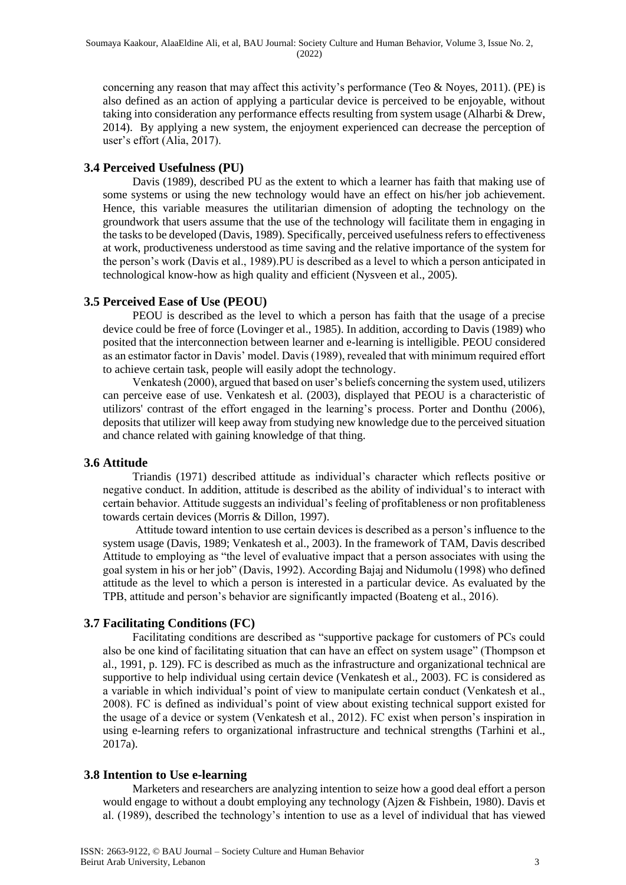concerning any reason that may affect this activity's performance (Teo & Noyes, 2011). (PE) is also defined as an action of applying a particular device is perceived to be enjoyable, without taking into consideration any performance effects resulting from system usage (Alharbi & Drew, 2014). By applying a new system, the enjoyment experienced can decrease the perception of user's effort (Alia, 2017).

### 3.4 Perceived Usefulness (PU)

Davis (1989), described PU as the extent to which a learner has faith that making use of some systems or using the new technology would have an effect on his/her job achievement. Hence, this variable measures the utilitarian dimension of adopting the technology on the groundwork that users assume that the use of the technology will facilitate them in engaging in the tasks to be developed (Davis, 1989). Specifically, perceived usefulness refers to effectiveness at work, productiveness understood as time saving and the relative importance of the system for the person's work (Davis et al., 1989).PU is described as a level to which a person anticipated in technological know-how as high quality and efficient (Nysveen et al., 2005).

### 3.5 Perceived Ease of Use (PEOU)

PEOU is described as the level to which a person has faith that the usage of a precise device could be free of force (Lovinger et al., 1985). In addition, according to Davis (1989) who posited that the interconnection between learner and e-learning is intelligible. PEOU considered as an estimator factor in Davis' model. Davis (1989), revealed that with minimum required effort to achieve certain task, people will easily adopt the technology.

Venkatesh (2000), argued that based on user's beliefs concerning the system used, utilizers can perceive ease of use. Venkatesh et al. (2003), displayed that PEOU is a characteristic of utilizors' contrast of the effort engaged in the learning's process. Porter and Donthu (2006), deposits that utilizer will keep away from studying new knowledge due to the perceived situation and chance related with gaining knowledge of that thing.

### 3.6 Attitude

Triandis (1971) described attitude as individual's character which reflects positive or negative conduct. In addition, attitude is described as the ability of individual's to interact with certain behavior. Attitude suggests an individual's feeling of profitableness or non profitableness towards certain devices (Morris & Dillon, 1997).

Attitude toward intention to use certain devices is described as a person's influence to the system usage (Davis, 1989; Venkatesh et al., 2003). In the framework of TAM, Davis described Attitude to employing as "the level of evaluative impact that a person associates with using the goal system in his or her job" (Davis, 1992). According Bajaj and Nidumolu (1998) who defined attitude as the level to which a person is interested in a particular device. As evaluated by the TPB, attitude and person's behavior are significantly impacted (Boateng et al., 2016).

### 3.7 Facilitating Conditions (FC)

Facilitating conditions are described as "supportive package for customers of PCs could also be one kind of facilitating situation that can have an effect on system usage" (Thompson et al., 1991, p. 129). FC is described as much as the infrastructure and organizational technical are supportive to help individual using certain device (Venkatesh et al., 2003). FC is considered as a variable in which individual's point of view to manipulate certain conduct (Venkatesh et al., 2008). FC is defined as individual's point of view about existing technical support existed for the usage of a device or system (Venkatesh et al., 2012). FC exist when person's inspiration in using e-learning refers to organizational infrastructure and technical strengths (Tarhini et al., 2017a).

### 3.8 Intention to Use e-learning

Marketers and researchers are analyzing intention to seize how a good deal effort a person would engage to without a doubt employing any technology (Ajzen & Fishbein, 1980). Davis et al. (1989), described the technology's intention to use as a level of individual that has viewed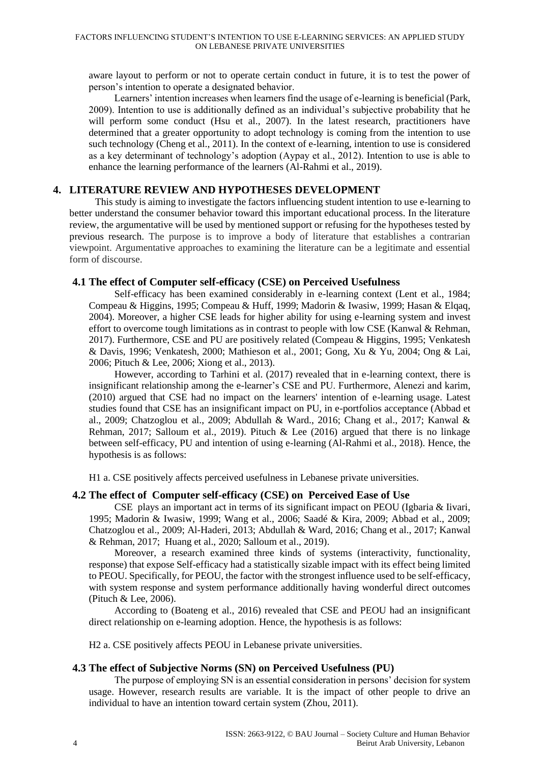aware layout to perform or not to operate certain conduct in future, it is to test the power of person's intention to operate a designated behavior.

Learners' intention increases when learners find the usage of e-learning is beneficial (Park, 2009). Intention to use is additionally defined as an individual's subjective probability that he will perform some conduct (Hsu et al., 2007). In the latest research, practitioners have determined that a greater opportunity to adopt technology is coming from the intention to use such technology (Cheng et al., 2011). In the context of e-learning, intention to use is considered as a key determinant of technology's adoption (Aypay et al., 2012). Intention to use is able to enhance the learning performance of the learners (Al-Rahmi et al., 2019).

## 4. LITERATURE REVIEW AND HYPOTHESES DEVELOPMENT

This study is aiming to investigate the factors influencing student intention to use e-learning to better understand the consumer behavior toward this important educational process. In the literature review, the argumentative will be used by mentioned support or refusing for the hypotheses tested by previous research. The purpose is to improve a body of literature that establishes a contrarian viewpoint. Argumentative approaches to examining the literature can be a legitimate and essential form of discourse.

### 4.1 The effect of Computer self-efficacy (CSE) on Perceived Usefulness

Self-efficacy has been examined considerably in e-learning context (Lent et al., 1984; Compeau & Higgins, 1995; Compeau & Huff, 1999; Madorin & Iwasiw, 1999; Hasan & Elqaq, 2004). Moreover, a higher CSE leads for higher ability for using e-learning system and invest effort to overcome tough limitations as in contrast to people with low CSE (Kanwal & Rehman, 2017). Furthermore, CSE and PU are positively related (Compeau & Higgins, 1995; Venkatesh & Davis, 1996; Venkatesh, 2000; Mathieson et al., 2001; Gong, Xu & Yu, 2004; Ong & Lai, 2006; Pituch & Lee, 2006; Xiong et al., 2013).

However, according to Tarhini et al. (2017) revealed that in e-learning context, there is insignificant relationship among the e-learner's CSE and PU. Furthermore, Alenezi and karim, (2010) argued that CSE had no impact on the learners' intention of e-learning usage. Latest studies found that CSE has an insignificant impact on PU, in e-portfolios acceptance (Abbad et al., 2009; Chatzoglou et al., 2009; Abdullah & Ward., 2016; Chang et al., 2017; Kanwal & Rehman, 2017; Salloum et al., 2019). Pituch & Lee (2016) argued that there is no linkage between self-efficacy, PU and intention of using e-learning (Al-Rahmi et al., 2018). Hence, the hypothesis is as follows:

H1 a. CSE positively affects perceived usefulness in Lebanese private universities.

### 4.2 The effect of Computer self-efficacy (CSE) on Perceived Ease of Use

CSE plays an important act in terms of its significant impact on PEOU (Igbaria & Iivari, 1995; Madorin & Iwasiw, 1999; Wang et al., 2006; Saadé & Kira, 2009; Abbad et al., 2009; Chatzoglou et al., 2009; Al-Haderi, 2013; Abdullah & Ward, 2016; Chang et al., 2017; Kanwal & Rehman, 2017; Huang et al., 2020; Salloum et al., 2019).

Moreover, a research examined three kinds of systems (interactivity, functionality, response) that expose Self-efficacy had a statistically sizable impact with its effect being limited to PEOU. Specifically, for PEOU, the factor with the strongest influence used to be self-efficacy, with system response and system performance additionally having wonderful direct outcomes (Pituch & Lee, 2006).

According to (Boateng et al., 2016) revealed that CSE and PEOU had an insignificant direct relationship on e-learning adoption. Hence, the hypothesis is as follows:

H2 a. CSE positively affects PEOU in Lebanese private universities.

### 4.3 The effect of Subjective Norms (SN) on Perceived Usefulness (PU)

The purpose of employing SN is an essential consideration in persons' decision for system usage. However, research results are variable. It is the impact of other people to drive an individual to have an intention toward certain system (Zhou, 2011).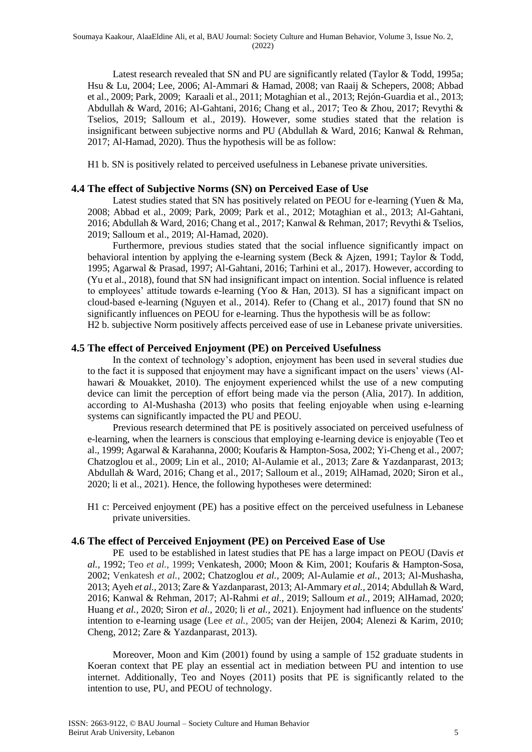Latest research revealed that SN and PU are significantly related (Taylor & Todd, 1995a; Hsu & Lu, 2004; Lee, 2006; Al-Ammari & Hamad, 2008; van Raaij & Schepers, 2008; Abbad et al., 2009; Park, 2009; Karaali et al., 2011; Motaghian et al., 2013; Rejón-Guardia et al., 2013; Abdullah & Ward, 2016; Al-Gahtani, 2016; Chang et al., 2017; Teo & Zhou, 2017; Revythi & Tselios, 2019; Salloum et al., 2019). However, some studies stated that the relation is insignificant between subjective norms and PU (Abdullah & Ward, 2016; Kanwal & Rehman, 2017; Al-Hamad, 2020). Thus the hypothesis will be as follow:

H1 b. SN is positively related to perceived usefulness in Lebanese private universities.

### 4.4 The effect of Subjective Norms (SN) on Perceived Ease of Use

Latest studies stated that SN has positively related on PEOU for e-learning (Yuen & Ma, 2008; Abbad et al., 2009; Park, 2009; Park et al., 2012; Motaghian et al., 2013; Al-Gahtani, 2016; Abdullah & Ward, 2016; Chang et al., 2017; Kanwal & Rehman, 2017; Revythi & Tselios, 2019; Salloum et al., 2019; Al-Hamad, 2020).

Furthermore, previous studies stated that the social influence significantly impact on behavioral intention by applying the e-learning system (Beck & Ajzen, 1991; Taylor & Todd, 1995; Agarwal & Prasad, 1997; Al-Gahtani, 2016; Tarhini et al., 2017). However, according to (Yu et al., 2018), found that SN had insignificant impact on intention. Social influence is related to employees' attitude towards e-learning (Yoo & Han, 2013). SI has a significant impact on cloud-based e-learning (Nguyen et al., 2014). Refer to (Chang et al., 2017) found that SN no significantly influences on PEOU for e-learning. Thus the hypothesis will be as follow:
H2 b. subjective Norm positively affects perceived ease of use in Lebanese private universities.

### 4.5 The effect of Perceived Enjoyment (PE) on Perceived Usefulness

In the context of technology's adoption, enjoyment has been used in several studies due to the fact it is supposed that enjoyment may have a significant impact on the users' views (Al-hawari & Mouakket, 2010). The enjoyment experienced whilst the use of a new computing device can limit the perception of effort being made via the person (Alia, 2017). In addition, according to Al-Mushasha (2013) who posits that feeling enjoyable when using e-learning systems can significantly impacted the PU and PEOU.

Previous research determined that PE is positively associated on perceived usefulness of e-learning, when the learners is conscious that employing e-learning device is enjoyable (Teo et al., 1999; Agarwal & Karahanna, 2000; Koufaris & Hampton-Sosa, 2002; Yi-Cheng et al., 2007; Chatzoglou et al., 2009; Lin et al., 2010; Al-Aulamie et al., 2013; Zare & Yazdanparast, 2013; Abdullah & Ward, 2016; Chang et al., 2017; Salloum et al., 2019; AlHamad, 2020; Siron et al., 2020; li et al., 2021). Hence, the following hypotheses were determined:

H1 c: Perceived enjoyment (PE) has a positive effect on the perceived usefulness in Lebanese private universities.

### 4.6 The effect of Perceived Enjoyment (PE) on Perceived Ease of Use

PE used to be established in latest studies that PE has a large impact on PEOU (Davis *et al.,* 1992; Teo *et al.,* 1999; Venkatesh, 2000; Moon & Kim, 2001; Koufaris & Hampton-Sosa, 2002; Venkatesh *et al.,* 2002; Chatzoglou *et al.,* 2009; Al-Aulamie *et al.,* 2013; Al-Mushasha, 2013; Ayeh *et al.,* 2013; Zare & Yazdanparast, 2013; Al-Ammary *et al.,* 2014; Abdullah & Ward, 2016; Kanwal & Rehman, 2017; Al-Rahmi *et al.,* 2019; Salloum *et al.,* 2019; AlHamad, 2020; Huang *et al.,* 2020; Siron *et al.,* 2020; li *et al.,* 2021). Enjoyment had influence on the students' intention to e-learning usage (Lee *et al.,* 2005; van der Heijen, 2004; Alenezi & Karim, 2010; Cheng, 2012; Zare & Yazdanparast, 2013).

Moreover, Moon and Kim (2001) found by using a sample of 152 graduate students in Koeran context that PE play an essential act in mediation between PU and intention to use internet. Additionally, Teo and Noyes (2011) posits that PE is significantly related to the intention to use, PU, and PEOU of technology.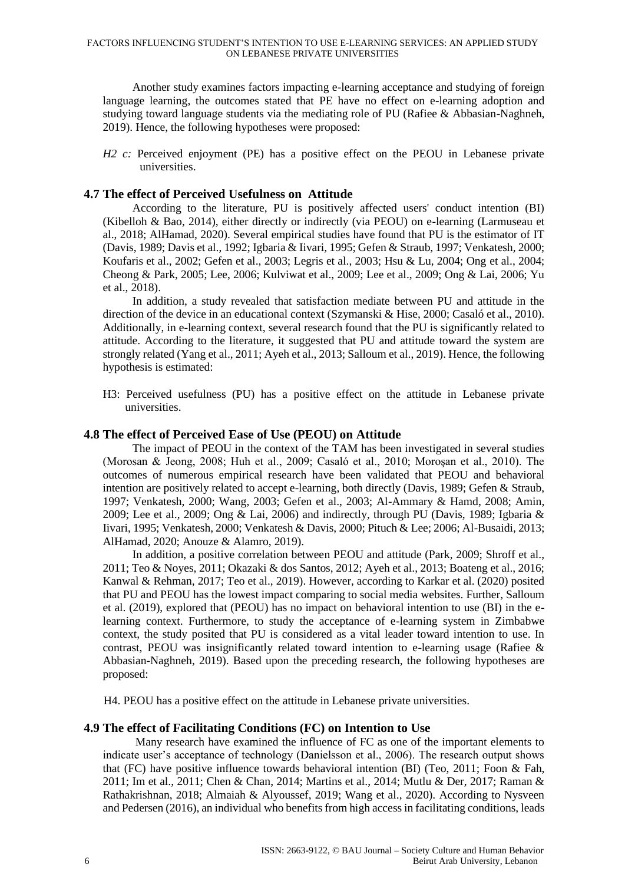Another study examines factors impacting e-learning acceptance and studying of foreign language learning, the outcomes stated that PE have no effect on e-learning adoption and studying toward language students via the mediating role of PU (Rafiee & Abbasian-Naghneh, 2019). Hence, the following hypotheses were proposed:

*H2 c:* Perceived enjoyment (PE) has a positive effect on the PEOU in Lebanese private universities.

## 4.7 The effect of Perceived Usefulness on Attitude

According to the literature, PU is positively affected users' conduct intention (BI) (Kibelloh & Bao, 2014), either directly or indirectly (via PEOU) on e-learning (Larmuseau et al., 2018; AlHamad, 2020). Several empirical studies have found that PU is the estimator of IT (Davis, 1989; Davis et al., 1992; Igbaria & Iivari, 1995; Gefen & Straub, 1997; Venkatesh, 2000; Koufaris et al., 2002; Gefen et al., 2003; Legris et al., 2003; Hsu & Lu, 2004; Ong et al., 2004; Cheong & Park, 2005; Lee, 2006; Kulviwat et al., 2009; Lee et al., 2009; Ong & Lai, 2006; Yu et al., 2018).

In addition, a study revealed that satisfaction mediate between PU and attitude in the direction of the device in an educational context (Szymanski & Hise, 2000; Casaló et al., 2010). Additionally, in e-learning context, several research found that the PU is significantly related to attitude. According to the literature, it suggested that PU and attitude toward the system are strongly related (Yang et al., 2011; Ayeh et al., 2013; Salloum et al., 2019). Hence, the following hypothesis is estimated:

H3: Perceived usefulness (PU) has a positive effect on the attitude in Lebanese private universities.

## 4.8 The effect of Perceived Ease of Use (PEOU) on Attitude

The impact of PEOU in the context of the TAM has been investigated in several studies (Morosan & Jeong, 2008; Huh et al., 2009; Casaló et al., 2010; Moroșan et al., 2010). The outcomes of numerous empirical research have been validated that PEOU and behavioral intention are positively related to accept e-learning, both directly (Davis, 1989; Gefen & Straub, 1997; Venkatesh, 2000; Wang, 2003; Gefen et al., 2003; Al-Ammary & Hamd, 2008; Amin, 2009; Lee et al., 2009; Ong & Lai, 2006) and indirectly, through PU (Davis, 1989; Igbaria & Iivari, 1995; Venkatesh, 2000; Venkatesh & Davis, 2000; Pituch & Lee; 2006; Al-Busaidi, 2013; AlHamad, 2020; Anouze & Alamro, 2019).

In addition, a positive correlation between PEOU and attitude (Park, 2009; Shroff et al., 2011; Teo & Noyes, 2011; Okazaki & dos Santos, 2012; Ayeh et al., 2013; Boateng et al., 2016; Kanwal & Rehman, 2017; Teo et al., 2019). However, according to Karkar et al. (2020) posited that PU and PEOU has the lowest impact comparing to social media websites. Further, Salloum et al. (2019), explored that (PEOU) has no impact on behavioral intention to use (BI) in the e-learning context. Furthermore, to study the acceptance of e-learning system in Zimbabwe context, the study posited that PU is considered as a vital leader toward intention to use. In contrast, PEOU was insignificantly related toward intention to e-learning usage (Rafiee & Abbasian-Naghneh, 2019). Based upon the preceding research, the following hypotheses are proposed:

H4. PEOU has a positive effect on the attitude in Lebanese private universities.

## 4.9 The effect of Facilitating Conditions (FC) on Intention to Use

Many research have examined the influence of FC as one of the important elements to indicate user's acceptance of technology (Danielsson et al., 2006). The research output shows that (FC) have positive influence towards behavioral intention (BI) (Teo, 2011; Foon & Fah, 2011; Im et al., 2011; Chen & Chan, 2014; Martins et al., 2014; Mutlu & Der, 2017; Raman & Rathakrishnan, 2018; Almaiah & Alyoussef, 2019; Wang et al., 2020). According to Nysveen and Pedersen (2016), an individual who benefits from high access in facilitating conditions, leads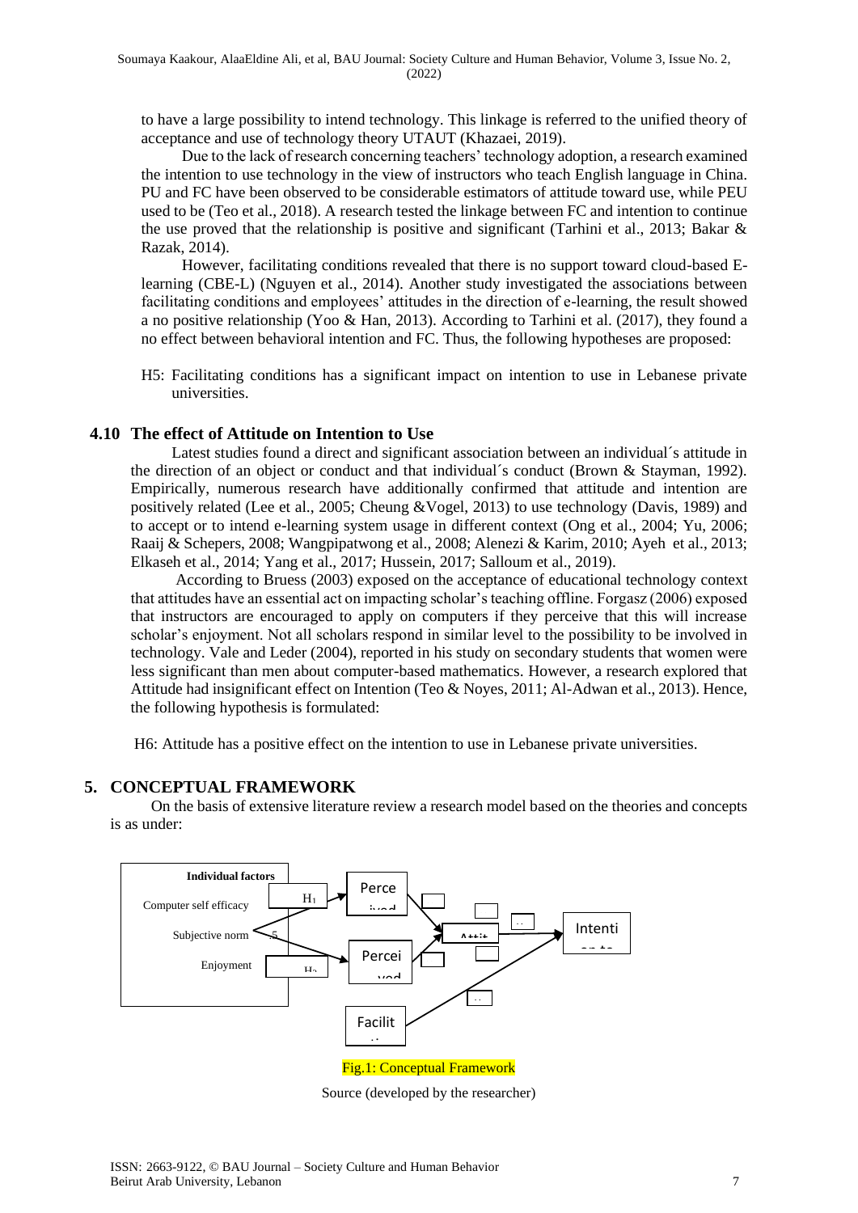to have a large possibility to intend technology. This linkage is referred to the unified theory of acceptance and use of technology theory UTAUT (Khazaei, 2019).

Due to the lack of research concerning teachers' technology adoption, a research examined the intention to use technology in the view of instructors who teach English language in China. PU and FC have been observed to be considerable estimators of attitude toward use, while PEU used to be (Teo et al., 2018). A research tested the linkage between FC and intention to continue the use proved that the relationship is positive and significant (Tarhini et al., 2013; Bakar & Razak, 2014).

However, facilitating conditions revealed that there is no support toward cloud-based E-learning (CBE-L) (Nguyen et al., 2014). Another study investigated the associations between facilitating conditions and employees' attitudes in the direction of e-learning, the result showed a no positive relationship (Yoo & Han, 2013). According to Tarhini et al. (2017), they found a no effect between behavioral intention and FC. Thus, the following hypotheses are proposed:

H5: Facilitating conditions has a significant impact on intention to use in Lebanese private universities.

### 4.10 The effect of Attitude on Intention to Use

Latest studies found a direct and significant association between an individual´s attitude in the direction of an object or conduct and that individual´s conduct (Brown & Stayman, 1992). Empirically, numerous research have additionally confirmed that attitude and intention are positively related (Lee et al., 2005; Cheung &Vogel, 2013) to use technology (Davis, 1989) and to accept or to intend e-learning system usage in different context (Ong et al., 2004; Yu, 2006; Raaij & Schepers, 2008; Wangpipatwong et al., 2008; Alenezi & Karim, 2010; Ayeh et al., 2013; Elkaseh et al., 2014; Yang et al., 2017; Hussein, 2017; Salloum et al., 2019).

According to Bruess (2003) exposed on the acceptance of educational technology context that attitudes have an essential act on impacting scholar's teaching offline. Forgasz (2006) exposed that instructors are encouraged to apply on computers if they perceive that this will increase scholar's enjoyment. Not all scholars respond in similar level to the possibility to be involved in technology. Vale and Leder (2004), reported in his study on secondary students that women were less significant than men about computer-based mathematics. However, a research explored that Attitude had insignificant effect on Intention (Teo & Noyes, 2011; Al-Adwan et al., 2013). Hence, the following hypothesis is formulated:

H6: Attitude has a positive effect on the intention to use in Lebanese private universities.

## 5. CONCEPTUAL FRAMEWORK

On the basis of extensive literature review a research model based on the theories and concepts is as under:

**Individual factors**

Computer self efficacy

Subjective norm

Enjoyment

H1 Perceived

H2 Perceived

Attitude

Intention to use

Facilitating

Fig.1: Conceptual Framework

Source (developed by the researcher)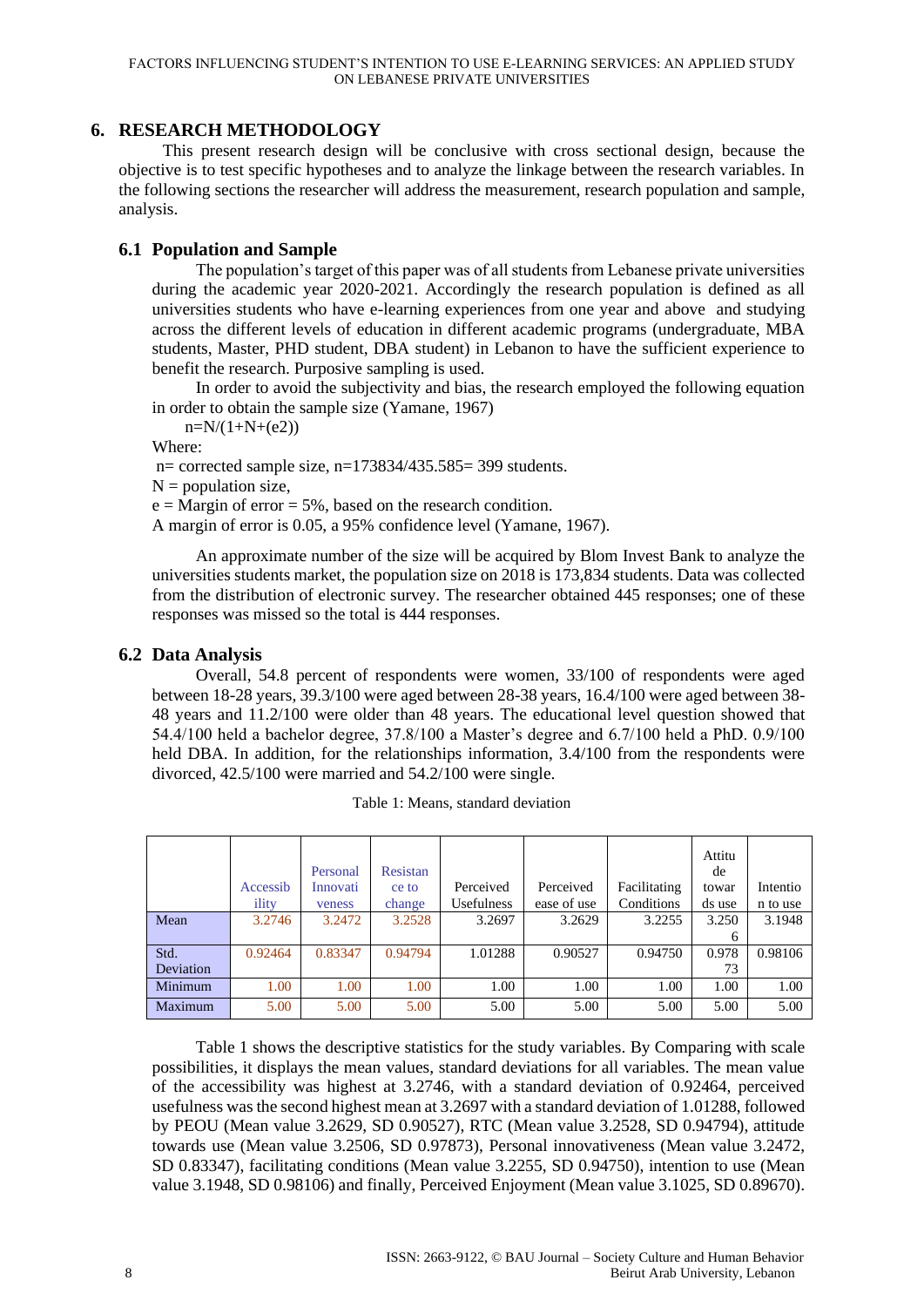## 6. RESEARCH METHODOLOGY

This present research design will be conclusive with cross sectional design, because the objective is to test specific hypotheses and to analyze the linkage between the research variables. In the following sections the researcher will address the measurement, research population and sample, analysis.

### 6.1 Population and Sample

The population's target of this paper was of all students from Lebanese private universities during the academic year 2020-2021. Accordingly the research population is defined as all universities students who have e-learning experiences from one year and above and studying across the different levels of education in different academic programs (undergraduate, MBA students, Master, PHD student, DBA student) in Lebanon to have the sufficient experience to benefit the research. Purposive sampling is used.

In order to avoid the subjectivity and bias, the research employed the following equation in order to obtain the sample size (Yamane, 1967)

$n=N/(1+N+(e2))$

Where:

n= corrected sample size, n=173834/435.585= 399 students.

N = population size,

e = Margin of error = 5%, based on the research condition.

A margin of error is 0.05, a 95% confidence level (Yamane, 1967).

An approximate number of the size will be acquired by Blom Invest Bank to analyze the universities students market, the population size on 2018 is 173,834 students. Data was collected from the distribution of electronic survey. The researcher obtained 445 responses; one of these responses was missed so the total is 444 responses.

### 6.2 Data Analysis

Overall, 54.8 percent of respondents were women, 33/100 of respondents were aged between 18-28 years, 39.3/100 were aged between 28-38 years, 16.4/100 were aged between 38-48 years and 11.2/100 were older than 48 years. The educational level question showed that 54.4/100 held a bachelor degree, 37.8/100 a Master's degree and 6.7/100 held a PhD. 0.9/100 held DBA. In addition, for the relationships information, 3.4/100 from the respondents were divorced, 42.5/100 were married and 54.2/100 were single.

Table 1: Means, standard deviation

| | Accessibility | Personal Innovativeness | Resistance to change | Perceived Usefulness | Perceived ease of use | Facilitating Conditions | Attitude towards use | Intention to use |
|---|---|---|---|---|---|---|---|---|
| Mean | 3.2746 | 3.2472 | 3.2528 | 3.2697 | 3.2629 | 3.2255 | 3.2506 | 3.1948 |
| Std. Deviation | 0.92464 | 0.83347 | 0.94794 | 1.01288 | 0.90527 | 0.94750 | 0.97873 | 0.98106 |
| Minimum | 1.00 | 1.00 | 1.00 | 1.00 | 1.00 | 1.00 | 1.00 | 1.00 |
| Maximum | 5.00 | 5.00 | 5.00 | 5.00 | 5.00 | 5.00 | 5.00 | 5.00 |

Table 1 shows the descriptive statistics for the study variables. By Comparing with scale possibilities, it displays the mean values, standard deviations for all variables. The mean value of the accessibility was highest at 3.2746, with a standard deviation of 0.92464, perceived usefulness was the second highest mean at 3.2697 with a standard deviation of 1.01288, followed by PEOU (Mean value 3.2629, SD 0.90527), RTC (Mean value 3.2528, SD 0.94794), attitude towards use (Mean value 3.2506, SD 0.97873), Personal innovativeness (Mean value 3.2472, SD 0.83347), facilitating conditions (Mean value 3.2255, SD 0.94750), intention to use (Mean value 3.1948, SD 0.98106) and finally, Perceived Enjoyment (Mean value 3.1025, SD 0.89670).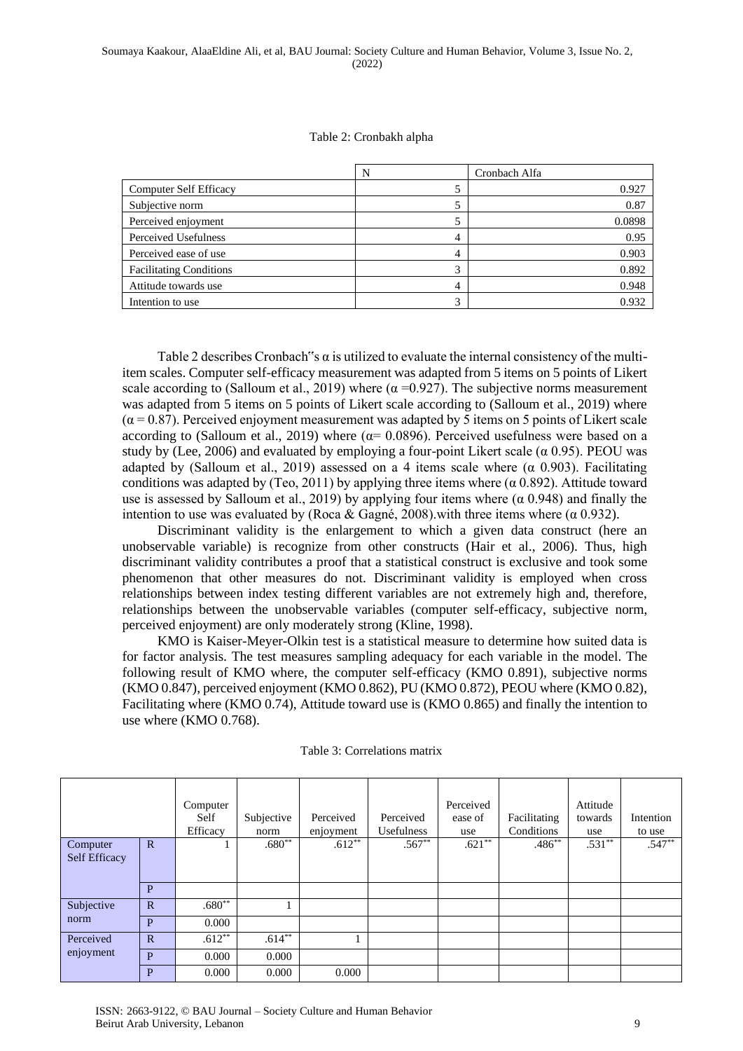Table 2: Cronbakh alpha

| | N | Cronbach Alfa |
|---|---|---|
| Computer Self Efficacy | 5 | 0.927 |
| Subjective norm | 5 | 0.87 |
| Perceived enjoyment | 5 | 0.0898 |
| Perceived Usefulness | 4 | 0.95 |
| Perceived ease of use | 4 | 0.903 |
| Facilitating Conditions | 3 | 0.892 |
| Attitude towards use | 4 | 0.948 |
| Intention to use | 3 | 0.932 |

Table 2 describes Cronbach"s α is utilized to evaluate the internal consistency of the multi-item scales. Computer self-efficacy measurement was adapted from 5 items on 5 points of Likert scale according to (Salloum et al., 2019) where (α =0.927). The subjective norms measurement was adapted from 5 items on 5 points of Likert scale according to (Salloum et al., 2019) where (α = 0.87). Perceived enjoyment measurement was adapted by 5 items on 5 points of Likert scale according to (Salloum et al., 2019) where (α= 0.0896). Perceived usefulness were based on a study by (Lee, 2006) and evaluated by employing a four-point Likert scale (α 0.95). PEOU was adapted by (Salloum et al., 2019) assessed on a 4 items scale where (α 0.903). Facilitating conditions was adapted by (Teo, 2011) by applying three items where (α 0.892). Attitude toward use is assessed by Salloum et al., 2019) by applying four items where (α 0.948) and finally the intention to use was evaluated by (Roca & Gagné, 2008).with three items where (α 0.932).

Discriminant validity is the enlargement to which a given data construct (here an unobservable variable) is recognize from other constructs (Hair et al., 2006). Thus, high discriminant validity contributes a proof that a statistical construct is exclusive and took some phenomenon that other measures do not. Discriminant validity is employed when cross relationships between index testing different variables are not extremely high and, therefore, relationships between the unobservable variables (computer self-efficacy, subjective norm, perceived enjoyment) are only moderately strong (Kline, 1998).

KMO is Kaiser-Meyer-Olkin test is a statistical measure to determine how suited data is for factor analysis. The test measures sampling adequacy for each variable in the model. The following result of KMO where, the computer self-efficacy (KMO 0.891), subjective norms (KMO 0.847), perceived enjoyment (KMO 0.862), PU (KMO 0.872), PEOU where (KMO 0.82), Facilitating where (KMO 0.74), Attitude toward use is (KMO 0.865) and finally the intention to use where (KMO 0.768).

Table 3: Correlations matrix

| | | Computer Self Efficacy | Subjective norm | Perceived enjoyment | Perceived Usefulness | Perceived ease of use | Facilitating Conditions | Attitude towards use | Intention to use |
|---|---|---|---|---|---|---|---|---|---|
| Computer Self Efficacy | R | 1 | .680** | .612** | .567** | .621** | .486** | .531** | .547** |
| | P | | | | | | | | |
| Subjective norm | R | .680** | 1 | | | | | | |
| | P | 0.000 | | | | | | | |
| Perceived enjoyment | R | .612** | .614** | 1 | | | | | |
| | P | 0.000 | 0.000 | | | | | | |
| | P | 0.000 | 0.000 | 0.000 | | | | | |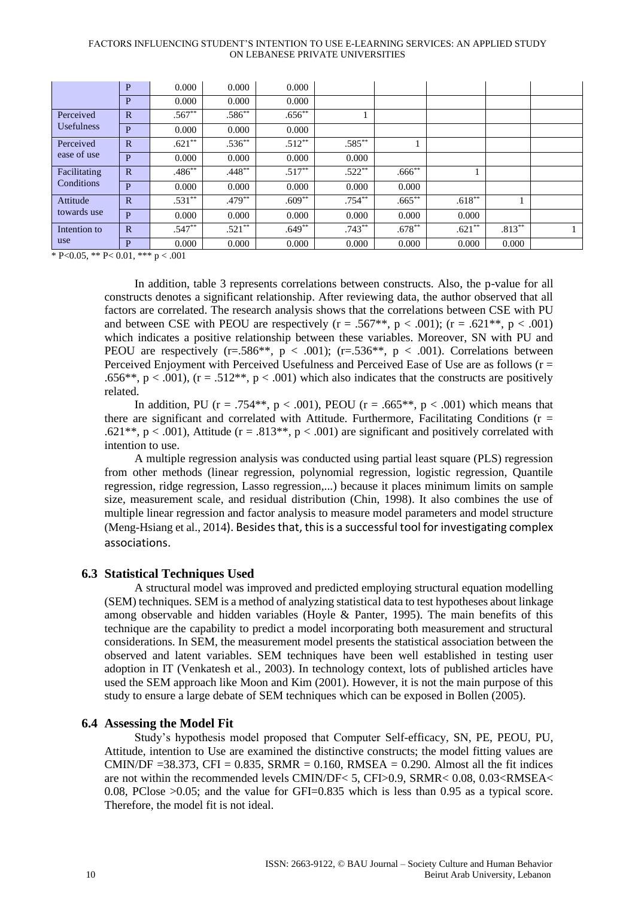| | | | | | | | | | |
|---|---|---|---|---|---|---|---|---|---|
| | P | 0.000 | 0.000 | 0.000 | | | | | |
| | P | 0.000 | 0.000 | 0.000 | | | | | |
| Perceived Usefulness | R | .567** | .586** | .656** | 1 | | | | |
| | P | 0.000 | 0.000 | 0.000 | | | | | |
| Perceived ease of use | R | .621** | .536** | .512** | .585** | 1 | | | |
| | P | 0.000 | 0.000 | 0.000 | 0.000 | | | | |
| Facilitating Conditions | R | .486** | .448** | .517** | .522** | .666** | 1 | | |
| | P | 0.000 | 0.000 | 0.000 | 0.000 | 0.000 | | | |
| Attitude towards use | R | .531** | .479** | .609** | .754** | .665** | .618** | 1 | |
| | P | 0.000 | 0.000 | 0.000 | 0.000 | 0.000 | 0.000 | | |
| Intention to use | R | .547** | .521** | .649** | .743** | .678** | .621** | .813** | 1 |
| | P | 0.000 | 0.000 | 0.000 | 0.000 | 0.000 | 0.000 | 0.000 | |

* P<0.05, ** P< 0.01, *** p < .001

In addition, table 3 represents correlations between constructs. Also, the p-value for all constructs denotes a significant relationship. After reviewing data, the author observed that all factors are correlated. The research analysis shows that the correlations between CSE with PU and between CSE with PEOU are respectively ($r = .567^{**}$, $p < .001$); ($r = .621^{**}$, $p < .001$) which indicates a positive relationship between these variables. Moreover, SN with PU and PEOU are respectively ($r=.586^{**}$, $p < .001$); ($r=.536^{**}$, $p < .001$). Correlations between Perceived Enjoyment with Perceived Usefulness and Perceived Ease of Use are as follows ($r = .656^{**}$, $p < .001$), ($r = .512^{**}$, $p < .001$) which also indicates that the constructs are positively related.

In addition, PU ($r = .754^{**}$, $p < .001$), PEOU ($r = .665^{**}$, $p < .001$) which means that there are significant and correlated with Attitude. Furthermore, Facilitating Conditions ($r = .621^{**}$, $p < .001$), Attitude ($r = .813^{**}$, $p < .001$) are significant and positively correlated with intention to use.

A multiple regression analysis was conducted using partial least square (PLS) regression from other methods (linear regression, polynomial regression, logistic regression, Quantile regression, ridge regression, Lasso regression,...) because it places minimum limits on sample size, measurement scale, and residual distribution (Chin, 1998). It also combines the use of multiple linear regression and factor analysis to measure model parameters and model structure (Meng-Hsiang et al., 2014). Besides that, this is a successful tool for investigating complex associations.

### 6.3 Statistical Techniques Used

A structural model was improved and predicted employing structural equation modelling (SEM) techniques. SEM is a method of analyzing statistical data to test hypotheses about linkage among observable and hidden variables (Hoyle & Panter, 1995). The main benefits of this technique are the capability to predict a model incorporating both measurement and structural considerations. In SEM, the measurement model presents the statistical association between the observed and latent variables. SEM techniques have been well established in testing user adoption in IT (Venkatesh et al., 2003). In technology context, lots of published articles have used the SEM approach like Moon and Kim (2001). However, it is not the main purpose of this study to ensure a large debate of SEM techniques which can be exposed in Bollen (2005).

### 6.4 Assessing the Model Fit

Study's hypothesis model proposed that Computer Self-efficacy, SN, PE, PEOU, PU, Attitude, intention to Use are examined the distinctive constructs; the model fitting values are CMIN/DF =38.373, CFI = 0.835, SRMR = 0.160, RMSEA = 0.290. Almost all the fit indices are not within the recommended levels CMIN/DF< 5, CFI>0.9, SRMR< 0.08, 0.03<RMSEA< 0.08, PClose >0.05; and the value for GFI=0.835 which is less than 0.95 as a typical score. Therefore, the model fit is not ideal.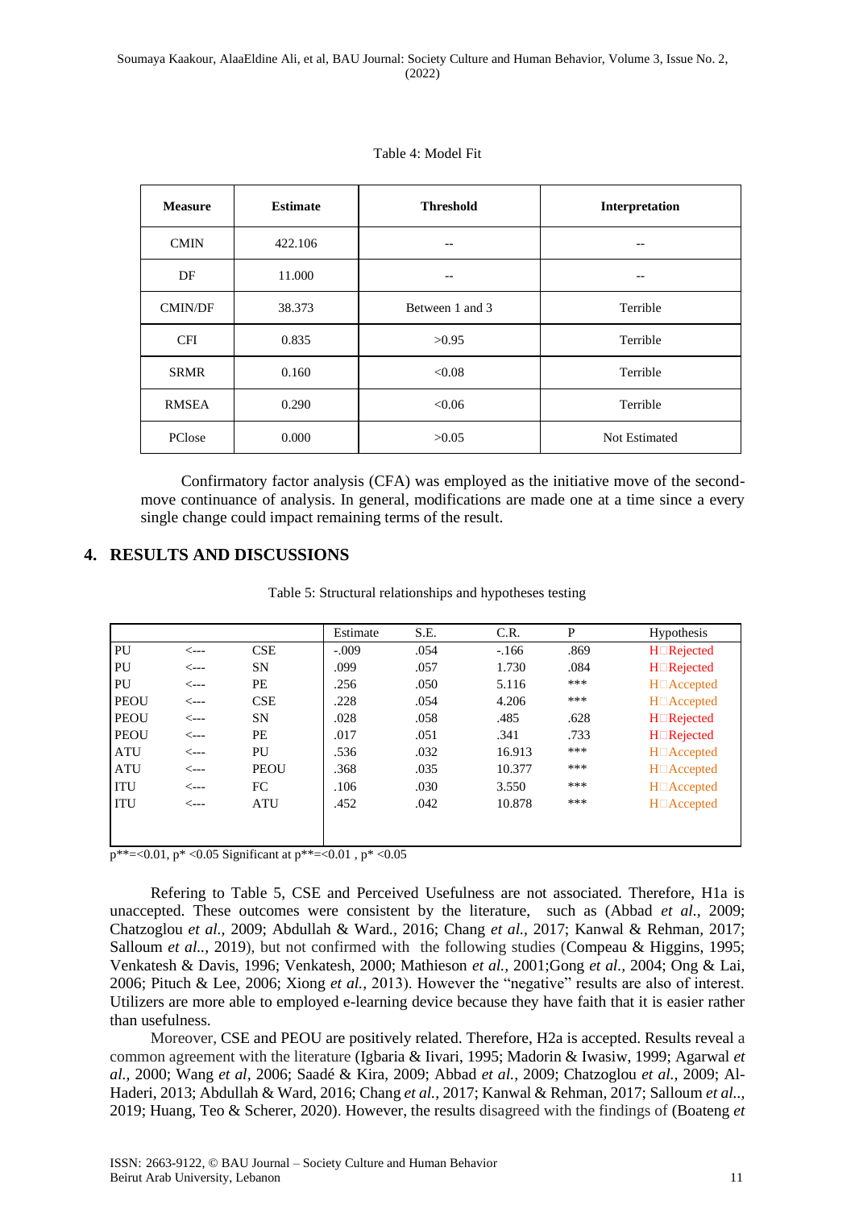Table 4: Model Fit

| Measure | Estimate | Threshold | Interpretation |
|---|---|---|---|
| CMIN | 422.106 | -- | -- |
| DF | 11.000 | -- | -- |
| CMIN/DF | 38.373 | Between 1 and 3 | Terrible |
| CFI | 0.835 | >0.95 | Terrible |
| SRMR | 0.160 | <0.08 | Terrible |
| RMSEA | 0.290 | <0.06 | Terrible |
| PClose | 0.000 | >0.05 | Not Estimated |

Confirmatory factor analysis (CFA) was employed as the initiative move of the second-move continuance of analysis. In general, modifications are made one at a time since a every single change could impact remaining terms of the result.

## 4. RESULTS AND DISCUSSIONS

Table 5: Structural relationships and hypotheses testing

| | | | Estimate | S.E. | C.R. | P | Hypothesis |
|---|---|---|---|---|---|---|---|
| PU | <--- | CSE | -.009 | .054 | -.166 | .869 | H Rejected |
| PU | <--- | SN | .099 | .057 | 1.730 | .084 | H Rejected |
| PU | <--- | PE | .256 | .050 | 5.116 | *** | H Accepted |
| PEOU | <--- | CSE | .228 | .054 | 4.206 | *** | H Accepted |
| PEOU | <--- | SN | .028 | .058 | .485 | .628 | H Rejected |
| PEOU | <--- | PE | .017 | .051 | .341 | .733 | H Rejected |
| ATU | <--- | PU | .536 | .032 | 16.913 | *** | H Accepted |
| ATU | <--- | PEOU | .368 | .035 | 10.377 | *** | H Accepted |
| ITU | <--- | FC | .106 | .030 | 3.550 | *** | H Accepted |
| ITU | <--- | ATU | .452 | .042 | 10.878 | *** | H Accepted |

p**=<0.01, p* <0.05 Significant at p**=<0.01 , p* <0.05

Refering to Table 5, CSE and Perceived Usefulness are not associated. Therefore, H1a is unaccepted. These outcomes were consistent by the literature, such as (Abbad *et al.*, 2009; Chatzoglou *et al.*, 2009; Abdullah & Ward., 2016; Chang *et al.*, 2017; Kanwal & Rehman, 2017; Salloum *et al.*., 2019), but not confirmed with the following studies (Compeau & Higgins, 1995; Venkatesh & Davis, 1996; Venkatesh, 2000; Mathieson *et al.*, 2001;Gong *et al.*, 2004; Ong & Lai, 2006; Pituch & Lee, 2006; Xiong *et al.*, 2013). However the "negative" results are also of interest. Utilizers are more able to employed e-learning device because they have faith that it is easier rather than usefulness.

Moreover, CSE and PEOU are positively related. Therefore, H2a is accepted. Results reveal a common agreement with the literature (Igbaria & Iivari, 1995; Madorin & Iwasiw, 1999; Agarwal *et al.*, 2000; Wang *et al*, 2006; Saadé & Kira, 2009; Abbad *et al.*, 2009; Chatzoglou *et al.*, 2009; Al-Haderi, 2013; Abdullah & Ward, 2016; Chang *et al.*, 2017; Kanwal & Rehman, 2017; Salloum *et al.*., 2019; Huang, Teo & Scherer, 2020). However, the results disagreed with the findings of (Boateng *et*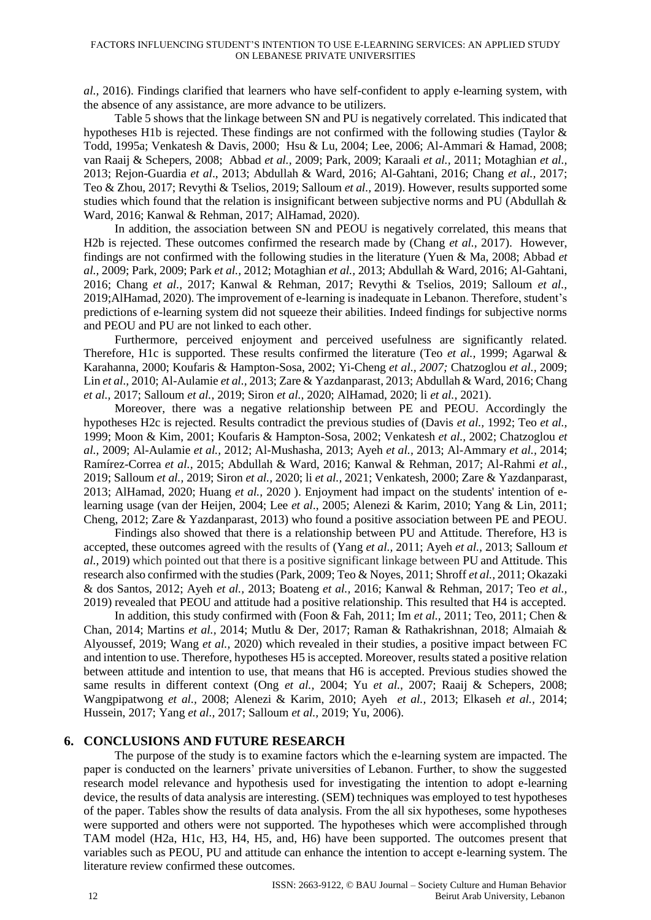*al.,* 2016). Findings clarified that learners who have self-confident to apply e-learning system, with the absence of any assistance, are more advance to be utilizers.

Table 5 shows that the linkage between SN and PU is negatively correlated. This indicated that hypotheses H1b is rejected. These findings are not confirmed with the following studies (Taylor & Todd, 1995a; Venkatesh & Davis, 2000; Hsu & Lu, 2004; Lee, 2006; Al-Ammari & Hamad, 2008; van Raaij & Schepers, 2008; Abbad *et al.,* 2009; Park, 2009; Karaali *et al.,* 2011; Motaghian *et al.,* 2013; Rejon-Guardia *et al*., 2013; Abdullah & Ward, 2016; Al-Gahtani, 2016; Chang *et al.,* 2017; Teo & Zhou, 2017; Revythi & Tselios, 2019; Salloum *et al.,* 2019). However, results supported some studies which found that the relation is insignificant between subjective norms and PU (Abdullah & Ward, 2016; Kanwal & Rehman, 2017; AlHamad, 2020).

In addition, the association between SN and PEOU is negatively correlated, this means that H2b is rejected. These outcomes confirmed the research made by (Chang *et al.,* 2017). However, findings are not confirmed with the following studies in the literature (Yuen & Ma, 2008; Abbad *et al.,* 2009; Park, 2009; Park *et al.,* 2012; Motaghian *et al.,* 2013; Abdullah & Ward, 2016; Al-Gahtani, 2016; Chang *et al.,* 2017; Kanwal & Rehman, 2017; Revythi & Tselios, 2019; Salloum *et al.,* 2019;AlHamad, 2020). The improvement of e-learning is inadequate in Lebanon. Therefore, student's predictions of e-learning system did not squeeze their abilities. Indeed findings for subjective norms and PEOU and PU are not linked to each other.

Furthermore, perceived enjoyment and perceived usefulness are significantly related. Therefore, H1c is supported. These results confirmed the literature (Teo *et al.,* 1999; Agarwal & Karahanna, 2000; Koufaris & Hampton-Sosa, 2002; Yi-Cheng *et al., 2007;* Chatzoglou *et al.,* 2009; Lin *et al*., 2010; Al-Aulamie *et al.,* 2013; Zare & Yazdanparast, 2013; Abdullah & Ward, 2016; Chang *et al.,* 2017; Salloum *et al.,* 2019; Siron *et al.,* 2020; AlHamad, 2020; li *et al.,* 2021).

Moreover, there was a negative relationship between PE and PEOU. Accordingly the hypotheses H2c is rejected. Results contradict the previous studies of (Davis *et al.,* 1992; Teo *et al.,* 1999; Moon & Kim, 2001; Koufaris & Hampton-Sosa, 2002; Venkatesh *et al.,* 2002; Chatzoglou *et al.,* 2009; Al-Aulamie *et al.,* 2012; Al-Mushasha, 2013; Ayeh *et al.,* 2013; Al-Ammary *et al.,* 2014; Ramírez-Correa *et al.,* 2015; Abdullah & Ward, 2016; Kanwal & Rehman, 2017; Al-Rahmi *et al.,* 2019; Salloum *et al.,* 2019; Siron *et al.,* 2020; li *et al.,* 2021; Venkatesh, 2000; Zare & Yazdanparast, 2013; AlHamad, 2020; Huang *et al.,* 2020 ). Enjoyment had impact on the students' intention of e-learning usage (van der Heijen, 2004; Lee *et al*., 2005; Alenezi & Karim, 2010; Yang & Lin, 2011; Cheng, 2012; Zare & Yazdanparast, 2013) who found a positive association between PE and PEOU.

Findings also showed that there is a relationship between PU and Attitude. Therefore, H3 is accepted, these outcomes agreed with the results of (Yang *et al.,* 2011; Ayeh *et al.,* 2013; Salloum *et al.,* 2019) which pointed out that there is a positive significant linkage between PU and Attitude. This research also confirmed with the studies (Park, 2009; Teo & Noyes, 2011; Shroff *et al.,* 2011; Okazaki & dos Santos, 2012; Ayeh *et al.,* 2013; Boateng *et al.,* 2016; Kanwal & Rehman, 2017; Teo *et al.,* 2019) revealed that PEOU and attitude had a positive relationship. This resulted that H4 is accepted.

In addition, this study confirmed with (Foon & Fah, 2011; Im *et al.,* 2011; Teo, 2011; Chen & Chan, 2014; Martins *et al.,* 2014; Mutlu & Der, 2017; Raman & Rathakrishnan, 2018; Almaiah & Alyoussef, 2019; Wang *et al.,* 2020) which revealed in their studies, a positive impact between FC and intention to use. Therefore, hypotheses H5 is accepted. Moreover, results stated a positive relation between attitude and intention to use, that means that H6 is accepted. Previous studies showed the same results in different context (Ong *et al.,* 2004; Yu *et al.,* 2007; Raaij & Schepers, 2008; Wangpipatwong *et al.,* 2008; Alenezi & Karim, 2010; Ayeh *et al.,* 2013; Elkaseh *et al.,* 2014; Hussein, 2017; Yang *et al.,* 2017; Salloum *et al.,* 2019; Yu, 2006).

## 6. CONCLUSIONS AND FUTURE RESEARCH

The purpose of the study is to examine factors which the e-learning system are impacted. The paper is conducted on the learners' private universities of Lebanon. Further, to show the suggested research model relevance and hypothesis used for investigating the intention to adopt e-learning device, the results of data analysis are interesting. (SEM) techniques was employed to test hypotheses of the paper. Tables show the results of data analysis. From the all six hypotheses, some hypotheses were supported and others were not supported. The hypotheses which were accomplished through TAM model (H2a, H1c, H3, H4, H5, and, H6) have been supported. The outcomes present that variables such as PEOU, PU and attitude can enhance the intention to accept e-learning system. The literature review confirmed these outcomes.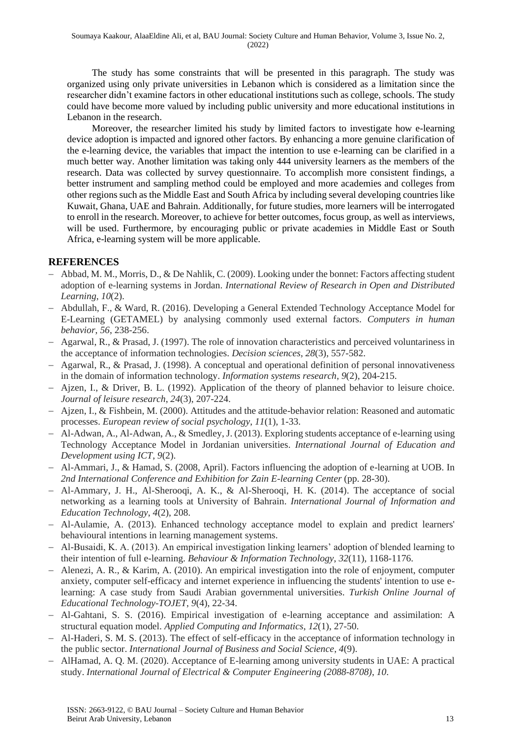The study has some constraints that will be presented in this paragraph. The study was organized using only private universities in Lebanon which is considered as a limitation since the researcher didn't examine factors in other educational institutions such as college, schools. The study could have become more valued by including public university and more educational institutions in Lebanon in the research.

Moreover, the researcher limited his study by limited factors to investigate how e-learning device adoption is impacted and ignored other factors. By enhancing a more genuine clarification of the e-learning device, the variables that impact the intention to use e-learning can be clarified in a much better way. Another limitation was taking only 444 university learners as the members of the research. Data was collected by survey questionnaire. To accomplish more consistent findings, a better instrument and sampling method could be employed and more academies and colleges from other regions such as the Middle East and South Africa by including several developing countries like Kuwait, Ghana, UAE and Bahrain. Additionally, for future studies, more learners will be interrogated to enroll in the research. Moreover, to achieve for better outcomes, focus group, as well as interviews, will be used. Furthermore, by encouraging public or private academies in Middle East or South Africa, e-learning system will be more applicable.

## REFERENCES

- Abbad, M. M., Morris, D., & De Nahlik, C. (2009). Looking under the bonnet: Factors affecting student adoption of e-learning systems in Jordan. *International Review of Research in Open and Distributed Learning*, *10*(2).
- Abdullah, F., & Ward, R. (2016). Developing a General Extended Technology Acceptance Model for E-Learning (GETAMEL) by analysing commonly used external factors. *Computers in human behavior*, *56*, 238-256.
- Agarwal, R., & Prasad, J. (1997). The role of innovation characteristics and perceived voluntariness in the acceptance of information technologies. *Decision sciences*, *28*(3), 557-582.
- Agarwal, R., & Prasad, J. (1998). A conceptual and operational definition of personal innovativeness in the domain of information technology. *Information systems research*, *9*(2), 204-215.
- Ajzen, I., & Driver, B. L. (1992). Application of the theory of planned behavior to leisure choice. *Journal of leisure research*, *24*(3), 207-224.
- Ajzen, I., & Fishbein, M. (2000). Attitudes and the attitude-behavior relation: Reasoned and automatic processes. *European review of social psychology*, *11*(1), 1-33.
- Al-Adwan, A., Al-Adwan, A., & Smedley, J. (2013). Exploring students acceptance of e-learning using Technology Acceptance Model in Jordanian universities. *International Journal of Education and Development using ICT*, *9*(2).
- Al-Ammari, J., & Hamad, S. (2008, April). Factors influencing the adoption of e-learning at UOB. In *2nd International Conference and Exhibition for Zain E-learning Center* (pp. 28-30).
- Al-Ammary, J. H., Al-Sherooqi, A. K., & Al-Sherooqi, H. K. (2014). The acceptance of social networking as a learning tools at University of Bahrain. *International Journal of Information and Education Technology*, *4*(2), 208.
- Al-Aulamie, A. (2013). Enhanced technology acceptance model to explain and predict learners' behavioural intentions in learning management systems.
- Al-Busaidi, K. A. (2013). An empirical investigation linking learners' adoption of blended learning to their intention of full e-learning. *Behaviour & Information Technology*, *32*(11), 1168-1176.
- Alenezi, A. R., & Karim, A. (2010). An empirical investigation into the role of enjoyment, computer anxiety, computer self-efficacy and internet experience in influencing the students' intention to use e-learning: A case study from Saudi Arabian governmental universities. *Turkish Online Journal of Educational Technology-TOJET*, *9*(4), 22-34.
- Al-Gahtani, S. S. (2016). Empirical investigation of e-learning acceptance and assimilation: A structural equation model. *Applied Computing and Informatics*, *12*(1), 27-50.
- Al-Haderi, S. M. S. (2013). The effect of self-efficacy in the acceptance of information technology in the public sector. *International Journal of Business and Social Science*, *4*(9).
- AlHamad, A. Q. M. (2020). Acceptance of E-learning among university students in UAE: A practical study. *International Journal of Electrical & Computer Engineering (2088-8708)*, *10*.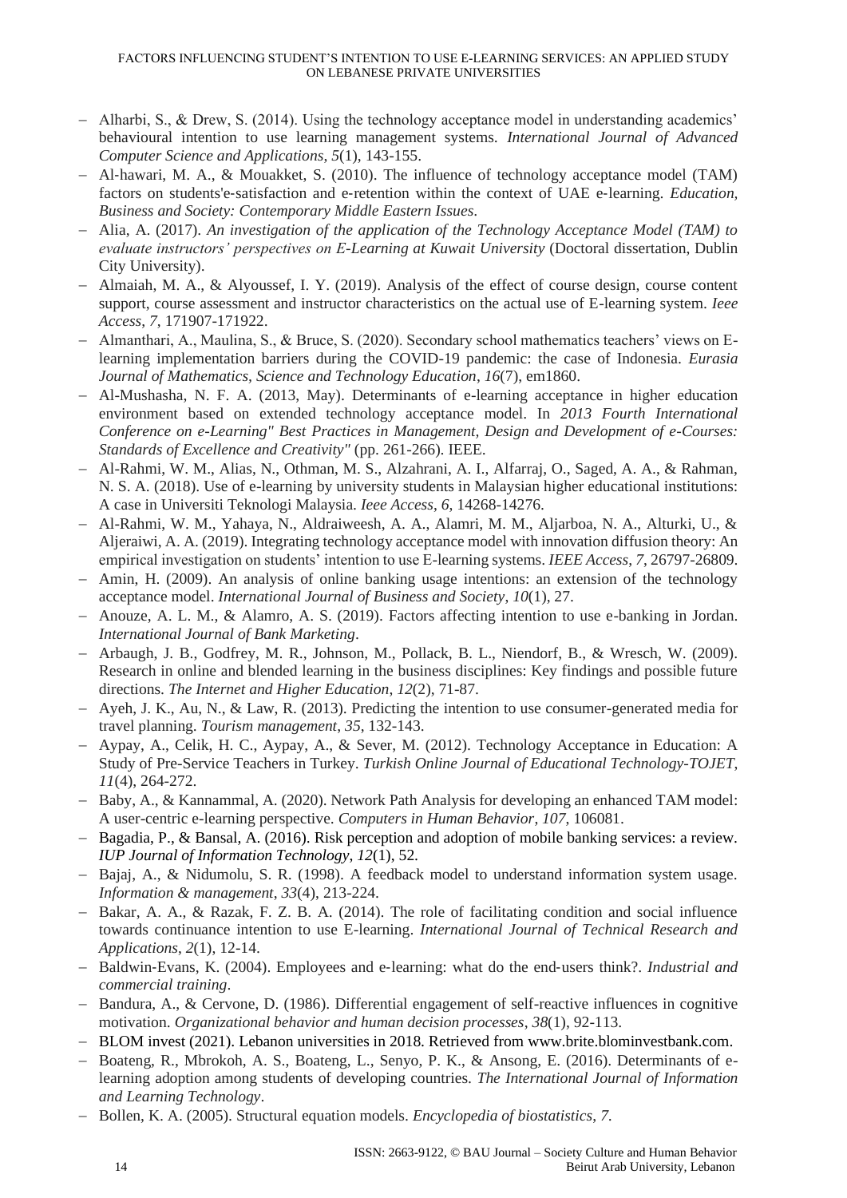- Alharbi, S., & Drew, S. (2014). Using the technology acceptance model in understanding academics' behavioural intention to use learning management systems. *International Journal of Advanced Computer Science and Applications*, *5*(1), 143-155.
- Al-hawari, M. A., & Mouakket, S. (2010). The influence of technology acceptance model (TAM) factors on students'e-satisfaction and e-retention within the context of UAE e-learning. *Education, Business and Society: Contemporary Middle Eastern Issues*.
- Alia, A. (2017). *An investigation of the application of the Technology Acceptance Model (TAM) to evaluate instructors' perspectives on E-Learning at Kuwait University* (Doctoral dissertation, Dublin City University).
- Almaiah, M. A., & Alyoussef, I. Y. (2019). Analysis of the effect of course design, course content support, course assessment and instructor characteristics on the actual use of E-learning system. *Ieee Access*, *7*, 171907-171922.
- Almanthari, A., Maulina, S., & Bruce, S. (2020). Secondary school mathematics teachers' views on E-learning implementation barriers during the COVID-19 pandemic: the case of Indonesia. *Eurasia Journal of Mathematics, Science and Technology Education*, *16*(7), em1860.
- Al-Mushasha, N. F. A. (2013, May). Determinants of e-learning acceptance in higher education environment based on extended technology acceptance model. In *2013 Fourth International Conference on e-Learning" Best Practices in Management, Design and Development of e-Courses: Standards of Excellence and Creativity"* (pp. 261-266). IEEE.
- Al-Rahmi, W. M., Alias, N., Othman, M. S., Alzahrani, A. I., Alfarraj, O., Saged, A. A., & Rahman, N. S. A. (2018). Use of e-learning by university students in Malaysian higher educational institutions: A case in Universiti Teknologi Malaysia. *Ieee Access*, *6*, 14268-14276.
- Al-Rahmi, W. M., Yahaya, N., Aldraiweesh, A. A., Alamri, M. M., Aljarboa, N. A., Alturki, U., & Aljeraiwi, A. A. (2019). Integrating technology acceptance model with innovation diffusion theory: An empirical investigation on students' intention to use E-learning systems. *IEEE Access*, *7*, 26797-26809.
- Amin, H. (2009). An analysis of online banking usage intentions: an extension of the technology acceptance model. *International Journal of Business and Society*, *10*(1), 27.
- Anouze, A. L. M., & Alamro, A. S. (2019). Factors affecting intention to use e-banking in Jordan. *International Journal of Bank Marketing*.
- Arbaugh, J. B., Godfrey, M. R., Johnson, M., Pollack, B. L., Niendorf, B., & Wresch, W. (2009). Research in online and blended learning in the business disciplines: Key findings and possible future directions. *The Internet and Higher Education*, *12*(2), 71-87.
- Ayeh, J. K., Au, N., & Law, R. (2013). Predicting the intention to use consumer-generated media for travel planning. *Tourism management*, *35*, 132-143.
- Aypay, A., Celik, H. C., Aypay, A., & Sever, M. (2012). Technology Acceptance in Education: A Study of Pre-Service Teachers in Turkey. *Turkish Online Journal of Educational Technology-TOJET*, *11*(4), 264-272.
- Baby, A., & Kannammal, A. (2020). Network Path Analysis for developing an enhanced TAM model: A user-centric e-learning perspective. *Computers in Human Behavior*, *107*, 106081.
- Bagadia, P., & Bansal, A. (2016). Risk perception and adoption of mobile banking services: a review. *IUP Journal of Information Technology*, *12*(1), 52.
- Bajaj, A., & Nidumolu, S. R. (1998). A feedback model to understand information system usage. *Information & management*, *33*(4), 213-224.
- Bakar, A. A., & Razak, F. Z. B. A. (2014). The role of facilitating condition and social influence towards continuance intention to use E-learning. *International Journal of Technical Research and Applications*, *2*(1), 12-14.
- Baldwin-Evans, K. (2004). Employees and e-learning: what do the end-users think?. *Industrial and commercial training*.
- Bandura, A., & Cervone, D. (1986). Differential engagement of self-reactive influences in cognitive motivation. *Organizational behavior and human decision processes*, *38*(1), 92-113.
- BLOM invest (2021). Lebanon universities in 2018. Retrieved from www.brite.blominvestbank.com.
- Boateng, R., Mbrokoh, A. S., Boateng, L., Senyo, P. K., & Ansong, E. (2016). Determinants of e-learning adoption among students of developing countries. *The International Journal of Information and Learning Technology*.
- Bollen, K. A. (2005). Structural equation models. *Encyclopedia of biostatistics*, *7*.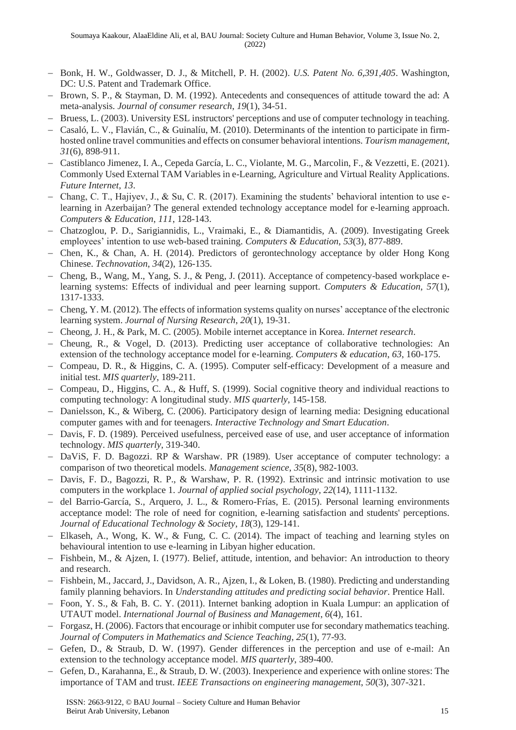- Bonk, H. W., Goldwasser, D. J., & Mitchell, P. H. (2002). *U.S. Patent No. 6,391,405*. Washington, DC: U.S. Patent and Trademark Office.
- Brown, S. P., & Stayman, D. M. (1992). Antecedents and consequences of attitude toward the ad: A meta-analysis. *Journal of consumer research*, *19*(1), 34-51.
- Bruess, L. (2003). University ESL instructors' perceptions and use of computer technology in teaching.
- Casaló, L. V., Flavián, C., & Guinalíu, M. (2010). Determinants of the intention to participate in firm-hosted online travel communities and effects on consumer behavioral intentions. *Tourism management*, *31*(6), 898-911.
- Castiblanco Jimenez, I. A., Cepeda García, L. C., Violante, M. G., Marcolin, F., & Vezzetti, E. (2021). Commonly Used External TAM Variables in e-Learning, Agriculture and Virtual Reality Applications. *Future Internet*, *13*.
- Chang, C. T., Hajiyev, J., & Su, C. R. (2017). Examining the students' behavioral intention to use e-learning in Azerbaijan? The general extended technology acceptance model for e-learning approach. *Computers & Education*, *111*, 128-143.
- Chatzoglou, P. D., Sarigiannidis, L., Vraimaki, E., & Diamantidis, A. (2009). Investigating Greek employees' intention to use web-based training. *Computers & Education*, *53*(3), 877-889.
- Chen, K., & Chan, A. H. (2014). Predictors of gerontechnology acceptance by older Hong Kong Chinese. *Technovation*, *34*(2), 126-135.
- Cheng, B., Wang, M., Yang, S. J., & Peng, J. (2011). Acceptance of competency-based workplace e-learning systems: Effects of individual and peer learning support. *Computers & Education*, *57*(1), 1317-1333.
- Cheng, Y. M. (2012). The effects of information systems quality on nurses' acceptance of the electronic learning system. *Journal of Nursing Research*, *20*(1), 19-31.
- Cheong, J. H., & Park, M. C. (2005). Mobile internet acceptance in Korea. *Internet research*.
- Cheung, R., & Vogel, D. (2013). Predicting user acceptance of collaborative technologies: An extension of the technology acceptance model for e-learning. *Computers & education*, *63*, 160-175.
- Compeau, D. R., & Higgins, C. A. (1995). Computer self-efficacy: Development of a measure and initial test. *MIS quarterly*, 189-211.
- Compeau, D., Higgins, C. A., & Huff, S. (1999). Social cognitive theory and individual reactions to computing technology: A longitudinal study. *MIS quarterly*, 145-158.
- Danielsson, K., & Wiberg, C. (2006). Participatory design of learning media: Designing educational computer games with and for teenagers. *Interactive Technology and Smart Education*.
- Davis, F. D. (1989). Perceived usefulness, perceived ease of use, and user acceptance of information technology. *MIS quarterly*, 319-340.
- DaViS, F. D. Bagozzi. RP & Warshaw. PR (1989). User acceptance of computer technology: a comparison of two theoretical models. *Management science*, *35*(8), 982-1003.
- Davis, F. D., Bagozzi, R. P., & Warshaw, P. R. (1992). Extrinsic and intrinsic motivation to use computers in the workplace 1. *Journal of applied social psychology*, *22*(14), 1111-1132.
- del Barrio-García, S., Arquero, J. L., & Romero-Frías, E. (2015). Personal learning environments acceptance model: The role of need for cognition, e-learning satisfaction and students' perceptions. *Journal of Educational Technology & Society*, *18*(3), 129-141.
- Elkaseh, A., Wong, K. W., & Fung, C. C. (2014). The impact of teaching and learning styles on behavioural intention to use e-learning in Libyan higher education.
- Fishbein, M., & Ajzen, I. (1977). Belief, attitude, intention, and behavior: An introduction to theory and research.
- Fishbein, M., Jaccard, J., Davidson, A. R., Ajzen, I., & Loken, B. (1980). Predicting and understanding family planning behaviors. In *Understanding attitudes and predicting social behavior*. Prentice Hall.
- Foon, Y. S., & Fah, B. C. Y. (2011). Internet banking adoption in Kuala Lumpur: an application of UTAUT model. *International Journal of Business and Management*, *6*(4), 161.
- Forgasz, H. (2006). Factors that encourage or inhibit computer use for secondary mathematics teaching. *Journal of Computers in Mathematics and Science Teaching*, *25*(1), 77-93.
- Gefen, D., & Straub, D. W. (1997). Gender differences in the perception and use of e-mail: An extension to the technology acceptance model. *MIS quarterly*, 389-400.
- Gefen, D., Karahanna, E., & Straub, D. W. (2003). Inexperience and experience with online stores: The importance of TAM and trust. *IEEE Transactions on engineering management*, *50*(3), 307-321.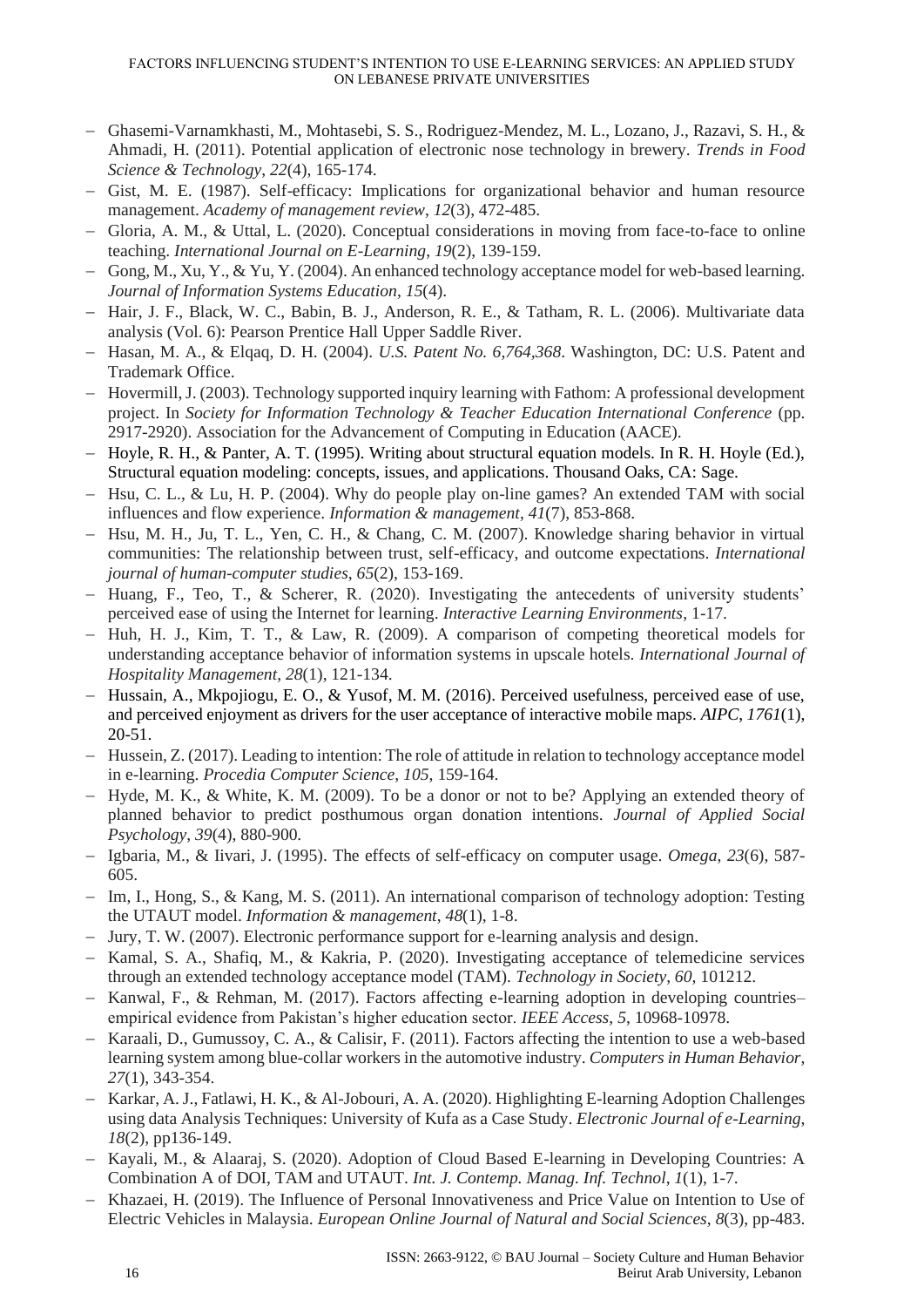- Ghasemi-Varnamkhasti, M., Mohtasebi, S. S., Rodriguez-Mendez, M. L., Lozano, J., Razavi, S. H., & Ahmadi, H. (2011). Potential application of electronic nose technology in brewery. *Trends in Food Science & Technology*, *22*(4), 165-174.
- Gist, M. E. (1987). Self-efficacy: Implications for organizational behavior and human resource management. *Academy of management review*, *12*(3), 472-485.
- Gloria, A. M., & Uttal, L. (2020). Conceptual considerations in moving from face-to-face to online teaching. *International Journal on E-Learning*, *19*(2), 139-159.
- Gong, M., Xu, Y., & Yu, Y. (2004). An enhanced technology acceptance model for web-based learning. *Journal of Information Systems Education*, *15*(4).
- Hair, J. F., Black, W. C., Babin, B. J., Anderson, R. E., & Tatham, R. L. (2006). Multivariate data analysis (Vol. 6): Pearson Prentice Hall Upper Saddle River.
- Hasan, M. A., & Elqaq, D. H. (2004). *U.S. Patent No. 6,764,368*. Washington, DC: U.S. Patent and Trademark Office.
- Hovermill, J. (2003). Technology supported inquiry learning with Fathom: A professional development project. In *Society for Information Technology & Teacher Education International Conference* (pp. 2917-2920). Association for the Advancement of Computing in Education (AACE).
- Hoyle, R. H., & Panter, A. T. (1995). Writing about structural equation models. In R. H. Hoyle (Ed.), Structural equation modeling: concepts, issues, and applications. Thousand Oaks, CA: Sage.
- Hsu, C. L., & Lu, H. P. (2004). Why do people play on-line games? An extended TAM with social influences and flow experience. *Information & management*, *41*(7), 853-868.
- Hsu, M. H., Ju, T. L., Yen, C. H., & Chang, C. M. (2007). Knowledge sharing behavior in virtual communities: The relationship between trust, self-efficacy, and outcome expectations. *International journal of human-computer studies*, *65*(2), 153-169.
- Huang, F., Teo, T., & Scherer, R. (2020). Investigating the antecedents of university students' perceived ease of using the Internet for learning. *Interactive Learning Environments*, 1-17.
- Huh, H. J., Kim, T. T., & Law, R. (2009). A comparison of competing theoretical models for understanding acceptance behavior of information systems in upscale hotels. *International Journal of Hospitality Management*, *28*(1), 121-134.
- Hussain, A., Mkpojiogu, E. O., & Yusof, M. M. (2016). Perceived usefulness, perceived ease of use, and perceived enjoyment as drivers for the user acceptance of interactive mobile maps. *AIPC*, *1761*(1), 20-51.
- Hussein, Z. (2017). Leading to intention: The role of attitude in relation to technology acceptance model in e-learning. *Procedia Computer Science*, *105*, 159-164.
- Hyde, M. K., & White, K. M. (2009). To be a donor or not to be? Applying an extended theory of planned behavior to predict posthumous organ donation intentions. *Journal of Applied Social Psychology*, *39*(4), 880-900.
- Igbaria, M., & Iivari, J. (1995). The effects of self-efficacy on computer usage. *Omega*, *23*(6), 587-605.
- Im, I., Hong, S., & Kang, M. S. (2011). An international comparison of technology adoption: Testing the UTAUT model. *Information & management*, *48*(1), 1-8.
- Jury, T. W. (2007). Electronic performance support for e-learning analysis and design.
- Kamal, S. A., Shafiq, M., & Kakria, P. (2020). Investigating acceptance of telemedicine services through an extended technology acceptance model (TAM). *Technology in Society*, *60*, 101212.
- Kanwal, F., & Rehman, M. (2017). Factors affecting e-learning adoption in developing countries–empirical evidence from Pakistan's higher education sector. *IEEE Access*, *5*, 10968-10978.
- Karaali, D., Gumussoy, C. A., & Calisir, F. (2011). Factors affecting the intention to use a web-based learning system among blue-collar workers in the automotive industry. *Computers in Human Behavior*, *27*(1), 343-354.
- Karkar, A. J., Fatlawi, H. K., & Al-Jobouri, A. A. (2020). Highlighting E-learning Adoption Challenges using data Analysis Techniques: University of Kufa as a Case Study. *Electronic Journal of e-Learning*, *18*(2), pp136-149.
- Kayali, M., & Alaaraj, S. (2020). Adoption of Cloud Based E-learning in Developing Countries: A Combination A of DOI, TAM and UTAUT. *Int. J. Contemp. Manag. Inf. Technol*, *1*(1), 1-7.
- Khazaei, H. (2019). The Influence of Personal Innovativeness and Price Value on Intention to Use of Electric Vehicles in Malaysia. *European Online Journal of Natural and Social Sciences*, *8*(3), pp-483.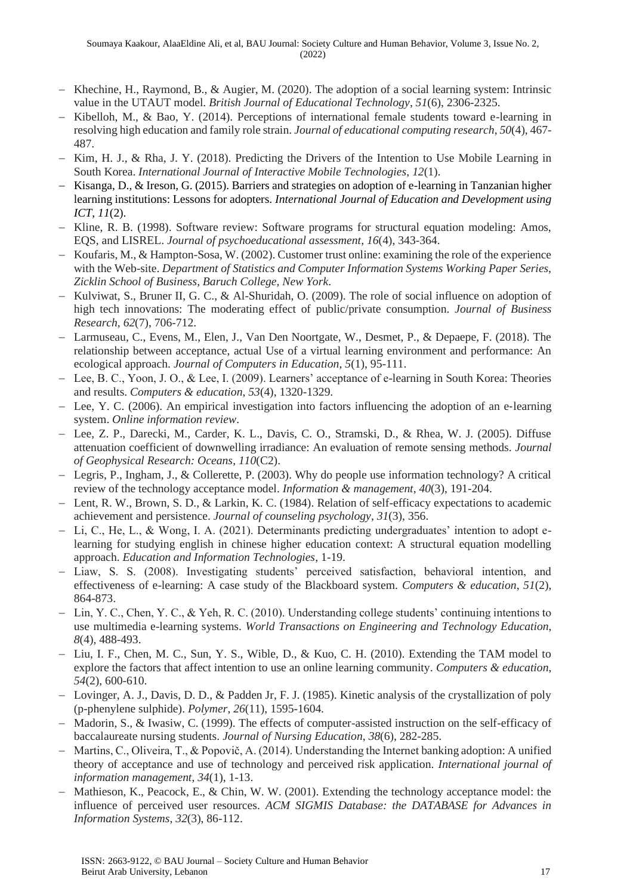- Khechine, H., Raymond, B., & Augier, M. (2020). The adoption of a social learning system: Intrinsic value in the UTAUT model. *British Journal of Educational Technology*, *51*(6), 2306-2325.
- Kibelloh, M., & Bao, Y. (2014). Perceptions of international female students toward e-learning in resolving high education and family role strain. *Journal of educational computing research*, *50*(4), 467-487.
- Kim, H. J., & Rha, J. Y. (2018). Predicting the Drivers of the Intention to Use Mobile Learning in South Korea. *International Journal of Interactive Mobile Technologies*, *12*(1).
- Kisanga, D., & Ireson, G. (2015). Barriers and strategies on adoption of e-learning in Tanzanian higher learning institutions: Lessons for adopters. *International Journal of Education and Development using ICT*, *11*(2).
- Kline, R. B. (1998). Software review: Software programs for structural equation modeling: Amos, EQS, and LISREL. *Journal of psychoeducational assessment*, *16*(4), 343-364.
- Koufaris, M., & Hampton-Sosa, W. (2002). Customer trust online: examining the role of the experience with the Web-site. *Department of Statistics and Computer Information Systems Working Paper Series, Zicklin School of Business, Baruch College, New York*.
- Kulviwat, S., Bruner II, G. C., & Al-Shuridah, O. (2009). The role of social influence on adoption of high tech innovations: The moderating effect of public/private consumption. *Journal of Business Research*, *62*(7), 706-712.
- Larmuseau, C., Evens, M., Elen, J., Van Den Noortgate, W., Desmet, P., & Depaepe, F. (2018). The relationship between acceptance, actual Use of a virtual learning environment and performance: An ecological approach. *Journal of Computers in Education*, *5*(1), 95-111.
- Lee, B. C., Yoon, J. O., & Lee, I. (2009). Learners' acceptance of e-learning in South Korea: Theories and results. *Computers & education*, *53*(4), 1320-1329.
- Lee, Y. C. (2006). An empirical investigation into factors influencing the adoption of an e-learning system. *Online information review*.
- Lee, Z. P., Darecki, M., Carder, K. L., Davis, C. O., Stramski, D., & Rhea, W. J. (2005). Diffuse attenuation coefficient of downwelling irradiance: An evaluation of remote sensing methods. *Journal of Geophysical Research: Oceans*, *110*(C2).
- Legris, P., Ingham, J., & Collerette, P. (2003). Why do people use information technology? A critical review of the technology acceptance model. *Information & management*, *40*(3), 191-204.
- Lent, R. W., Brown, S. D., & Larkin, K. C. (1984). Relation of self-efficacy expectations to academic achievement and persistence. *Journal of counseling psychology*, *31*(3), 356.
- Li, C., He, L., & Wong, I. A. (2021). Determinants predicting undergraduates' intention to adopt e-learning for studying english in chinese higher education context: A structural equation modelling approach. *Education and Information Technologies*, 1-19.
- Liaw, S. S. (2008). Investigating students' perceived satisfaction, behavioral intention, and effectiveness of e-learning: A case study of the Blackboard system. *Computers & education*, *51*(2), 864-873.
- Lin, Y. C., Chen, Y. C., & Yeh, R. C. (2010). Understanding college students' continuing intentions to use multimedia e-learning systems. *World Transactions on Engineering and Technology Education*, *8*(4), 488-493.
- Liu, I. F., Chen, M. C., Sun, Y. S., Wible, D., & Kuo, C. H. (2010). Extending the TAM model to explore the factors that affect intention to use an online learning community. *Computers & education*, *54*(2), 600-610.
- Lovinger, A. J., Davis, D. D., & Padden Jr, F. J. (1985). Kinetic analysis of the crystallization of poly (p-phenylene sulphide). *Polymer*, *26*(11), 1595-1604.
- Madorin, S., & Iwasiw, C. (1999). The effects of computer-assisted instruction on the self-efficacy of baccalaureate nursing students. *Journal of Nursing Education*, *38*(6), 282-285.
- Martins, C., Oliveira, T., & Popovič, A. (2014). Understanding the Internet banking adoption: A unified theory of acceptance and use of technology and perceived risk application. *International journal of information management*, *34*(1), 1-13.
- Mathieson, K., Peacock, E., & Chin, W. W. (2001). Extending the technology acceptance model: the influence of perceived user resources. *ACM SIGMIS Database: the DATABASE for Advances in Information Systems*, *32*(3), 86-112.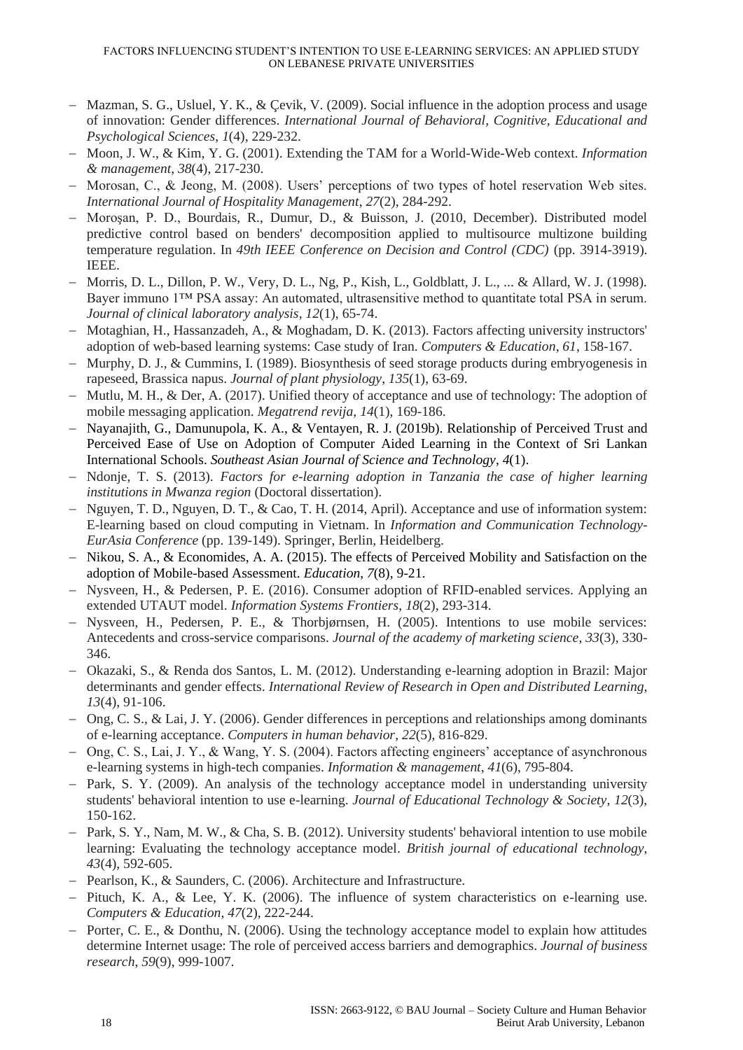- Mazman, S. G., Usluel, Y. K., & Çevik, V. (2009). Social influence in the adoption process and usage of innovation: Gender differences. *International Journal of Behavioral, Cognitive, Educational and Psychological Sciences*, *1*(4), 229-232.
- Moon, J. W., & Kim, Y. G. (2001). Extending the TAM for a World-Wide-Web context. *Information & management*, *38*(4), 217-230.
- Morosan, C., & Jeong, M. (2008). Users' perceptions of two types of hotel reservation Web sites. *International Journal of Hospitality Management*, *27*(2), 284-292.
- Moroşan, P. D., Bourdais, R., Dumur, D., & Buisson, J. (2010, December). Distributed model predictive control based on benders' decomposition applied to multisource multizone building temperature regulation. In *49th IEEE Conference on Decision and Control (CDC)* (pp. 3914-3919). IEEE.
- Morris, D. L., Dillon, P. W., Very, D. L., Ng, P., Kish, L., Goldblatt, J. L., ... & Allard, W. J. (1998). Bayer immuno 1™ PSA assay: An automated, ultrasensitive method to quantitate total PSA in serum. *Journal of clinical laboratory analysis*, *12*(1), 65-74.
- Motaghian, H., Hassanzadeh, A., & Moghadam, D. K. (2013). Factors affecting university instructors' adoption of web-based learning systems: Case study of Iran. *Computers & Education*, *61*, 158-167.
- Murphy, D. J., & Cummins, I. (1989). Biosynthesis of seed storage products during embryogenesis in rapeseed, Brassica napus. *Journal of plant physiology*, *135*(1), 63-69.
- Mutlu, M. H., & Der, A. (2017). Unified theory of acceptance and use of technology: The adoption of mobile messaging application. *Megatrend revija*, *14*(1), 169-186.
- Nayanajith, G., Damunupola, K. A., & Ventayen, R. J. (2019b). Relationship of Perceived Trust and Perceived Ease of Use on Adoption of Computer Aided Learning in the Context of Sri Lankan International Schools. *Southeast Asian Journal of Science and Technology*, *4*(1).
- Ndonje, T. S. (2013). *Factors for e-learning adoption in Tanzania the case of higher learning institutions in Mwanza region* (Doctoral dissertation).
- Nguyen, T. D., Nguyen, D. T., & Cao, T. H. (2014, April). Acceptance and use of information system: E-learning based on cloud computing in Vietnam. In *Information and Communication Technology-EurAsia Conference* (pp. 139-149). Springer, Berlin, Heidelberg.
- Nikou, S. A., & Economides, A. A. (2015). The effects of Perceived Mobility and Satisfaction on the adoption of Mobile-based Assessment. *Education*, *7*(8), 9-21.
- Nysveen, H., & Pedersen, P. E. (2016). Consumer adoption of RFID-enabled services. Applying an extended UTAUT model. *Information Systems Frontiers*, *18*(2), 293-314.
- Nysveen, H., Pedersen, P. E., & Thorbjørnsen, H. (2005). Intentions to use mobile services: Antecedents and cross-service comparisons. *Journal of the academy of marketing science*, *33*(3), 330-346.
- Okazaki, S., & Renda dos Santos, L. M. (2012). Understanding e-learning adoption in Brazil: Major determinants and gender effects. *International Review of Research in Open and Distributed Learning*, *13*(4), 91-106.
- Ong, C. S., & Lai, J. Y. (2006). Gender differences in perceptions and relationships among dominants of e-learning acceptance. *Computers in human behavior*, *22*(5), 816-829.
- Ong, C. S., Lai, J. Y., & Wang, Y. S. (2004). Factors affecting engineers' acceptance of asynchronous e-learning systems in high-tech companies. *Information & management*, *41*(6), 795-804.
- Park, S. Y. (2009). An analysis of the technology acceptance model in understanding university students' behavioral intention to use e-learning. *Journal of Educational Technology & Society*, *12*(3), 150-162.
- Park, S. Y., Nam, M. W., & Cha, S. B. (2012). University students' behavioral intention to use mobile learning: Evaluating the technology acceptance model. *British journal of educational technology*, *43*(4), 592-605.
- Pearlson, K., & Saunders, C. (2006). Architecture and Infrastructure.
- Pituch, K. A., & Lee, Y. K. (2006). The influence of system characteristics on e-learning use. *Computers & Education*, *47*(2), 222-244.
- Porter, C. E., & Donthu, N. (2006). Using the technology acceptance model to explain how attitudes determine Internet usage: The role of perceived access barriers and demographics. *Journal of business research*, *59*(9), 999-1007.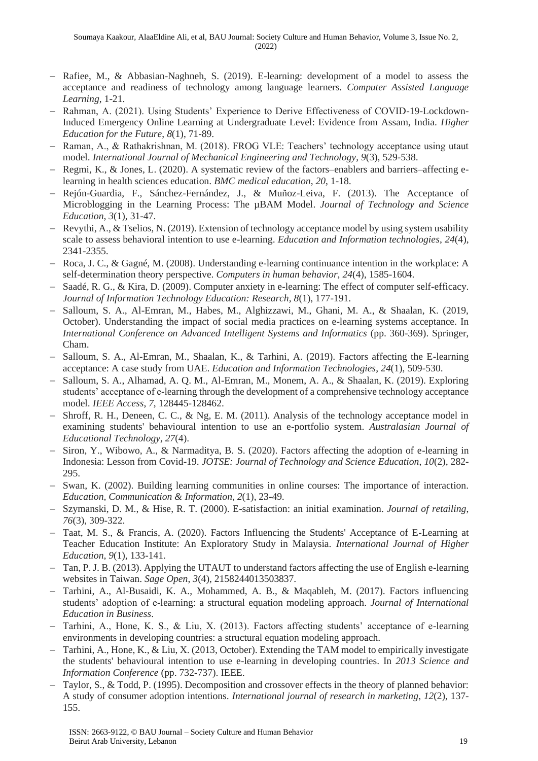- Rafiee, M., & Abbasian-Naghneh, S. (2019). E-learning: development of a model to assess the acceptance and readiness of technology among language learners. *Computer Assisted Language Learning*, 1-21.
- Rahman, A. (2021). Using Students' Experience to Derive Effectiveness of COVID-19-Lockdown-Induced Emergency Online Learning at Undergraduate Level: Evidence from Assam, India. *Higher Education for the Future*, *8*(1), 71-89.
- Raman, A., & Rathakrishnan, M. (2018). FROG VLE: Teachers' technology acceptance using utaut model. *International Journal of Mechanical Engineering and Technology*, *9*(3), 529-538.
- Regmi, K., & Jones, L. (2020). A systematic review of the factors–enablers and barriers–affecting e-learning in health sciences education. *BMC medical education*, *20*, 1-18.
- Rejón-Guardia, F., Sánchez-Fernández, J., & Muñoz-Leiva, F. (2013). The Acceptance of Microblogging in the Learning Process: The µBAM Model. *Journal of Technology and Science Education*, *3*(1), 31-47.
- Revythi, A., & Tselios, N. (2019). Extension of technology acceptance model by using system usability scale to assess behavioral intention to use e-learning. *Education and Information technologies*, *24*(4), 2341-2355.
- Roca, J. C., & Gagné, M. (2008). Understanding e-learning continuance intention in the workplace: A self-determination theory perspective. *Computers in human behavior*, *24*(4), 1585-1604.
- Saadé, R. G., & Kira, D. (2009). Computer anxiety in e-learning: The effect of computer self-efficacy. *Journal of Information Technology Education: Research*, *8*(1), 177-191.
- Salloum, S. A., Al-Emran, M., Habes, M., Alghizzawi, M., Ghani, M. A., & Shaalan, K. (2019, October). Understanding the impact of social media practices on e-learning systems acceptance. In *International Conference on Advanced Intelligent Systems and Informatics* (pp. 360-369). Springer, Cham.
- Salloum, S. A., Al-Emran, M., Shaalan, K., & Tarhini, A. (2019). Factors affecting the E-learning acceptance: A case study from UAE. *Education and Information Technologies*, *24*(1), 509-530.
- Salloum, S. A., Alhamad, A. Q. M., Al-Emran, M., Monem, A. A., & Shaalan, K. (2019). Exploring students' acceptance of e-learning through the development of a comprehensive technology acceptance model. *IEEE Access*, *7*, 128445-128462.
- Shroff, R. H., Deneen, C. C., & Ng, E. M. (2011). Analysis of the technology acceptance model in examining students' behavioural intention to use an e-portfolio system. *Australasian Journal of Educational Technology*, *27*(4).
- Siron, Y., Wibowo, A., & Narmaditya, B. S. (2020). Factors affecting the adoption of e-learning in Indonesia: Lesson from Covid-19. *JOTSE: Journal of Technology and Science Education*, *10*(2), 282-295.
- Swan, K. (2002). Building learning communities in online courses: The importance of interaction. *Education, Communication & Information*, *2*(1), 23-49.
- Szymanski, D. M., & Hise, R. T. (2000). E-satisfaction: an initial examination. *Journal of retailing*, *76*(3), 309-322.
- Taat, M. S., & Francis, A. (2020). Factors Influencing the Students' Acceptance of E-Learning at Teacher Education Institute: An Exploratory Study in Malaysia. *International Journal of Higher Education*, *9*(1), 133-141.
- Tan, P. J. B. (2013). Applying the UTAUT to understand factors affecting the use of English e-learning websites in Taiwan. *Sage Open*, *3*(4), 2158244013503837.
- Tarhini, A., Al-Busaidi, K. A., Mohammed, A. B., & Maqableh, M. (2017). Factors influencing students' adoption of e-learning: a structural equation modeling approach. *Journal of International Education in Business*.
- Tarhini, A., Hone, K. S., & Liu, X. (2013). Factors affecting students' acceptance of e-learning environments in developing countries: a structural equation modeling approach.
- Tarhini, A., Hone, K., & Liu, X. (2013, October). Extending the TAM model to empirically investigate the students' behavioural intention to use e-learning in developing countries. In *2013 Science and Information Conference* (pp. 732-737). IEEE.
- Taylor, S., & Todd, P. (1995). Decomposition and crossover effects in the theory of planned behavior: A study of consumer adoption intentions. *International journal of research in marketing*, *12*(2), 137-155.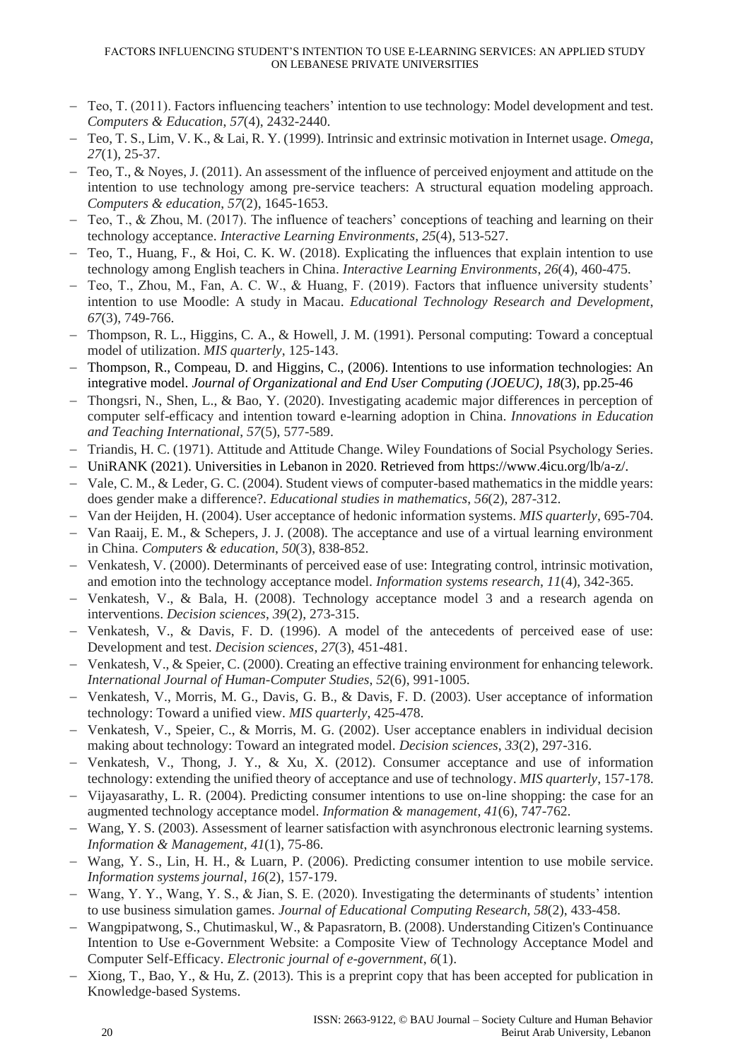- Teo, T. (2011). Factors influencing teachers' intention to use technology: Model development and test. *Computers & Education*, *57*(4), 2432-2440.
- Teo, T. S., Lim, V. K., & Lai, R. Y. (1999). Intrinsic and extrinsic motivation in Internet usage. *Omega*, *27*(1), 25-37.
- Teo, T., & Noyes, J. (2011). An assessment of the influence of perceived enjoyment and attitude on the intention to use technology among pre-service teachers: A structural equation modeling approach. *Computers & education*, *57*(2), 1645-1653.
- Teo, T., & Zhou, M. (2017). The influence of teachers' conceptions of teaching and learning on their technology acceptance. *Interactive Learning Environments*, *25*(4), 513-527.
- Teo, T., Huang, F., & Hoi, C. K. W. (2018). Explicating the influences that explain intention to use technology among English teachers in China. *Interactive Learning Environments*, *26*(4), 460-475.
- Teo, T., Zhou, M., Fan, A. C. W., & Huang, F. (2019). Factors that influence university students' intention to use Moodle: A study in Macau. *Educational Technology Research and Development*, *67*(3), 749-766.
- Thompson, R. L., Higgins, C. A., & Howell, J. M. (1991). Personal computing: Toward a conceptual model of utilization. *MIS quarterly*, 125-143.
- Thompson, R., Compeau, D. and Higgins, C., (2006). Intentions to use information technologies: An integrative model. *Journal of Organizational and End User Computing (JOEUC)*, *18*(3), pp.25-46
- Thongsri, N., Shen, L., & Bao, Y. (2020). Investigating academic major differences in perception of computer self-efficacy and intention toward e-learning adoption in China. *Innovations in Education and Teaching International*, *57*(5), 577-589.
- Triandis, H. C. (1971). Attitude and Attitude Change. Wiley Foundations of Social Psychology Series.
- UniRANK (2021). Universities in Lebanon in 2020. Retrieved from https://www.4icu.org/lb/a-z/.
- Vale, C. M., & Leder, G. C. (2004). Student views of computer-based mathematics in the middle years: does gender make a difference?. *Educational studies in mathematics*, *56*(2), 287-312.
- Van der Heijden, H. (2004). User acceptance of hedonic information systems. *MIS quarterly*, 695-704.
- Van Raaij, E. M., & Schepers, J. J. (2008). The acceptance and use of a virtual learning environment in China. *Computers & education*, *50*(3), 838-852.
- Venkatesh, V. (2000). Determinants of perceived ease of use: Integrating control, intrinsic motivation, and emotion into the technology acceptance model. *Information systems research*, *11*(4), 342-365.
- Venkatesh, V., & Bala, H. (2008). Technology acceptance model 3 and a research agenda on interventions. *Decision sciences*, *39*(2), 273-315.
- Venkatesh, V., & Davis, F. D. (1996). A model of the antecedents of perceived ease of use: Development and test. *Decision sciences*, *27*(3), 451-481.
- Venkatesh, V., & Speier, C. (2000). Creating an effective training environment for enhancing telework. *International Journal of Human-Computer Studies*, *52*(6), 991-1005.
- Venkatesh, V., Morris, M. G., Davis, G. B., & Davis, F. D. (2003). User acceptance of information technology: Toward a unified view. *MIS quarterly*, 425-478.
- Venkatesh, V., Speier, C., & Morris, M. G. (2002). User acceptance enablers in individual decision making about technology: Toward an integrated model. *Decision sciences*, *33*(2), 297-316.
- Venkatesh, V., Thong, J. Y., & Xu, X. (2012). Consumer acceptance and use of information technology: extending the unified theory of acceptance and use of technology. *MIS quarterly*, 157-178.
- Vijayasarathy, L. R. (2004). Predicting consumer intentions to use on-line shopping: the case for an augmented technology acceptance model. *Information & management*, *41*(6), 747-762.
- Wang, Y. S. (2003). Assessment of learner satisfaction with asynchronous electronic learning systems. *Information & Management*, *41*(1), 75-86.
- Wang, Y. S., Lin, H. H., & Luarn, P. (2006). Predicting consumer intention to use mobile service. *Information systems journal*, *16*(2), 157-179.
- Wang, Y. Y., Wang, Y. S., & Jian, S. E. (2020). Investigating the determinants of students' intention to use business simulation games. *Journal of Educational Computing Research*, *58*(2), 433-458.
- Wangpipatwong, S., Chutimaskul, W., & Papasratorn, B. (2008). Understanding Citizen's Continuance Intention to Use e-Government Website: a Composite View of Technology Acceptance Model and Computer Self-Efficacy. *Electronic journal of e-government*, *6*(1).
- Xiong, T., Bao, Y., & Hu, Z. (2013). This is a preprint copy that has been accepted for publication in Knowledge-based Systems.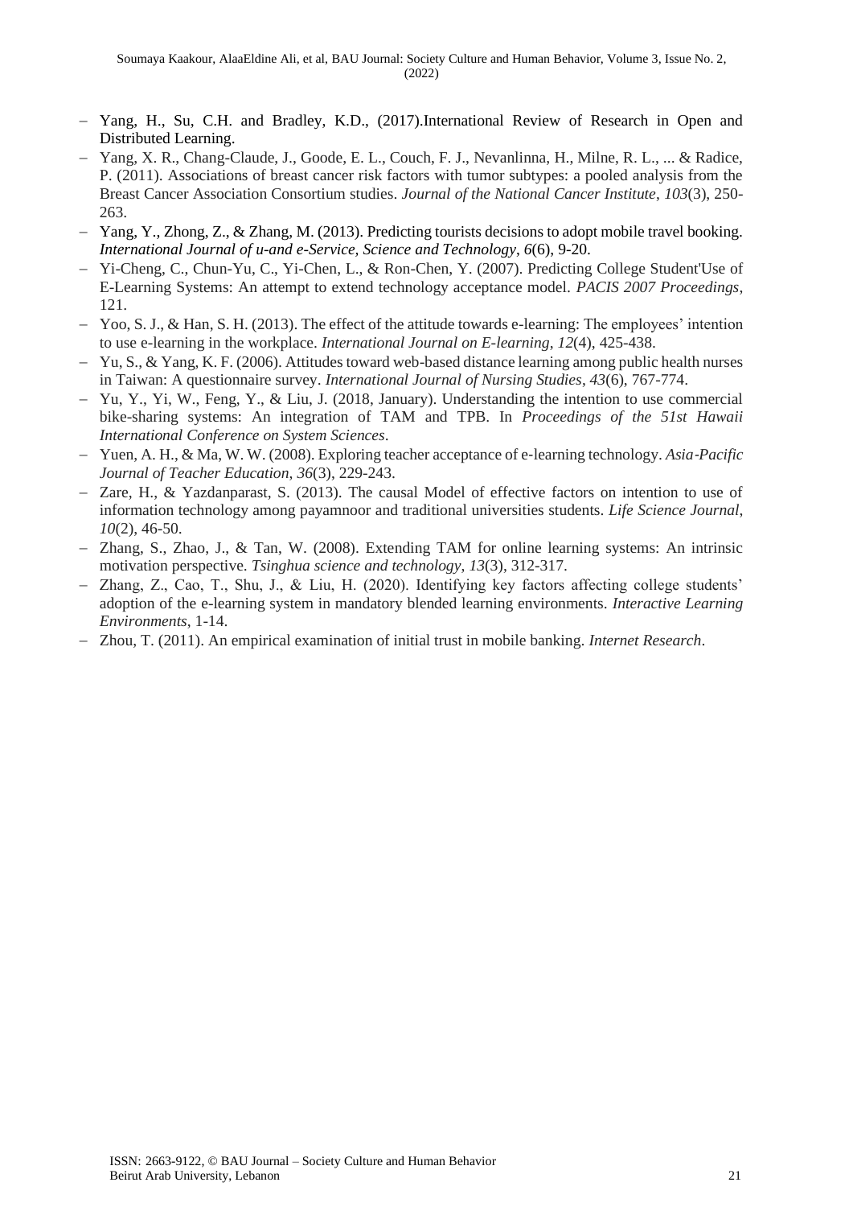- Yang, H., Su, C.H. and Bradley, K.D., (2017).International Review of Research in Open and Distributed Learning.
- Yang, X. R., Chang-Claude, J., Goode, E. L., Couch, F. J., Nevanlinna, H., Milne, R. L., ... & Radice, P. (2011). Associations of breast cancer risk factors with tumor subtypes: a pooled analysis from the Breast Cancer Association Consortium studies. *Journal of the National Cancer Institute*, *103*(3), 250-263.
- Yang, Y., Zhong, Z., & Zhang, M. (2013). Predicting tourists decisions to adopt mobile travel booking. *International Journal of u-and e-Service, Science and Technology*, *6*(6), 9-20.
- Yi-Cheng, C., Chun-Yu, C., Yi-Chen, L., & Ron-Chen, Y. (2007). Predicting College Student'Use of E-Learning Systems: An attempt to extend technology acceptance model. *PACIS 2007 Proceedings*, 121.
- Yoo, S. J., & Han, S. H. (2013). The effect of the attitude towards e-learning: The employees' intention to use e-learning in the workplace. *International Journal on E-learning*, *12*(4), 425-438.
- Yu, S., & Yang, K. F. (2006). Attitudes toward web-based distance learning among public health nurses in Taiwan: A questionnaire survey. *International Journal of Nursing Studies*, *43*(6), 767-774.
- Yu, Y., Yi, W., Feng, Y., & Liu, J. (2018, January). Understanding the intention to use commercial bike-sharing systems: An integration of TAM and TPB. In *Proceedings of the 51st Hawaii International Conference on System Sciences*.
- Yuen, A. H., & Ma, W. W. (2008). Exploring teacher acceptance of e-learning technology. *Asia-Pacific Journal of Teacher Education*, *36*(3), 229-243.
- Zare, H., & Yazdanparast, S. (2013). The causal Model of effective factors on intention to use of information technology among payamnoor and traditional universities students. *Life Science Journal*, *10*(2), 46-50.
- Zhang, S., Zhao, J., & Tan, W. (2008). Extending TAM for online learning systems: An intrinsic motivation perspective. *Tsinghua science and technology*, *13*(3), 312-317.
- Zhang, Z., Cao, T., Shu, J., & Liu, H. (2020). Identifying key factors affecting college students' adoption of the e-learning system in mandatory blended learning environments. *Interactive Learning Environments*, 1-14.
- Zhou, T. (2011). An empirical examination of initial trust in mobile banking. *Internet Research*.